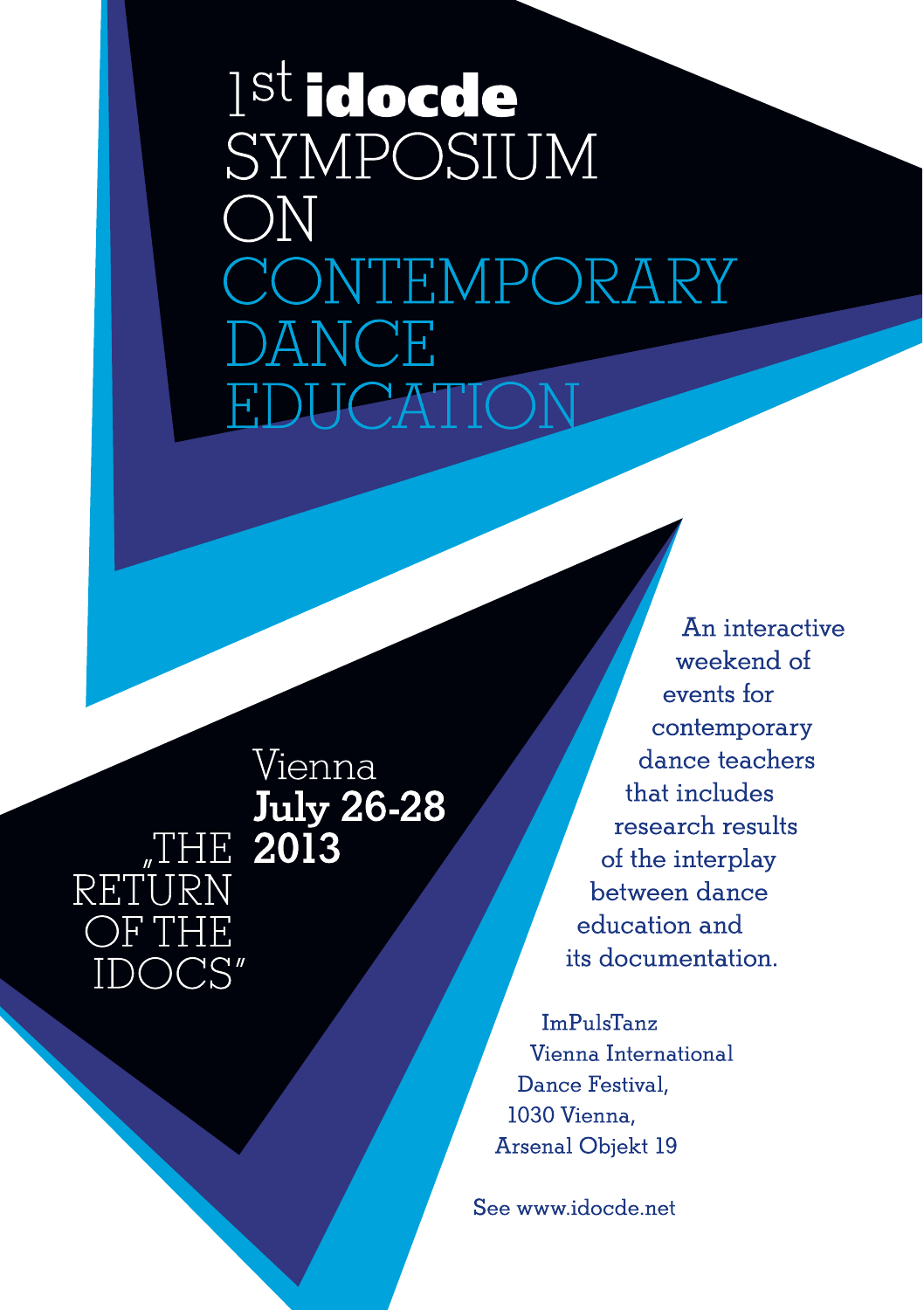# 1st idocde SYMPOSIUM ON CONTEMPORARY DANCE EDUCATION

„THE RETURN OF THE IDOCS"

Vienna
**July 26-28 2013**

An interactive weekend of events for contemporary dance teachers that includes research results of the interplay between dance education and its documentation.

ImPulsTanz
Vienna International Dance Festival,
1030 Vienna,
Arsenal Objekt 19

See www.idocde.net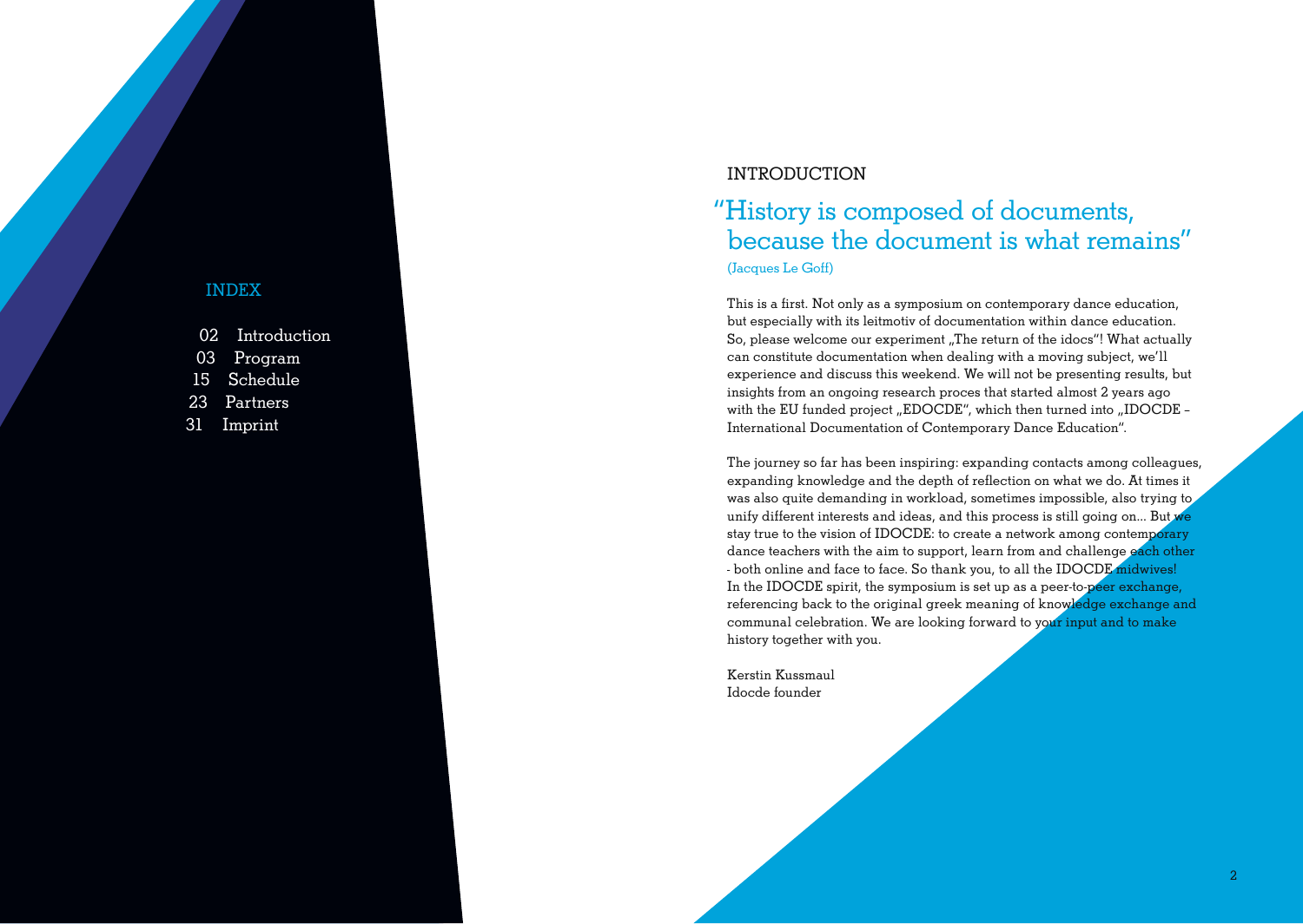## INDEX

- 02 Introduction
- 03 Program
- 15 Schedule
- 23 Partners
- 31 Imprint

# INTRODUCTION

## "History is composed of documents, because the document is what remains"

(Jacques Le Goff)

This is a first. Not only as a symposium on contemporary dance education, but especially with its leitmotiv of documentation within dance education. So, please welcome our experiment „The return of the idocs"! What actually can constitute documentation when dealing with a moving subject, we'll experience and discuss this weekend. We will not be presenting results, but insights from an ongoing research proces that started almost 2 years ago with the EU funded project „EDOCDE", which then turned into „IDOCDE – International Documentation of Contemporary Dance Education".

The journey so far has been inspiring: expanding contacts among colleagues, expanding knowledge and the depth of reflection on what we do. At times it was also quite demanding in workload, sometimes impossible, also trying to unify different interests and ideas, and this process is still going on... But we stay true to the vision of IDOCDE: to create a network among contemporary dance teachers with the aim to support, learn from and challenge each other - both online and face to face. So thank you, to all the IDOCDE midwives! In the IDOCDE spirit, the symposium is set up as a peer-to-peer exchange, referencing back to the original greek meaning of knowledge exchange and communal celebration. We are looking forward to your input and to make history together with you.

Kerstin Kussmaul
Idocde founder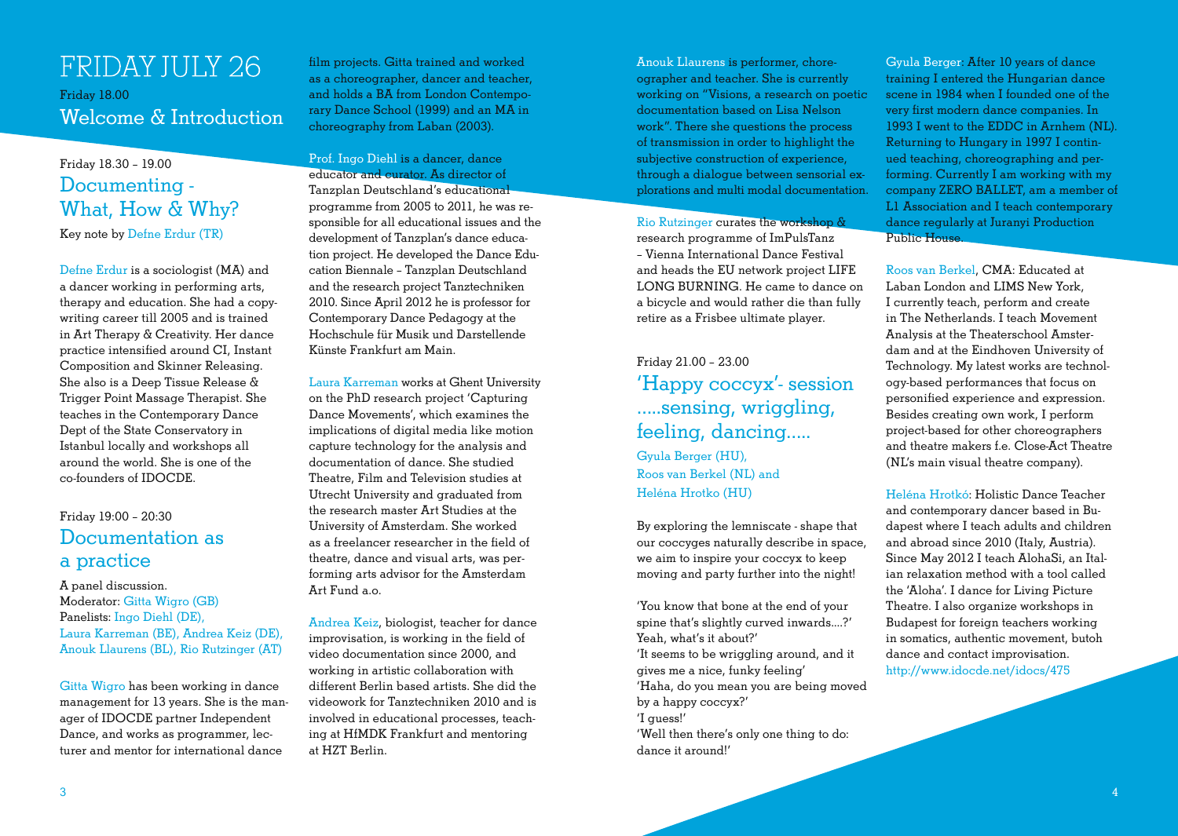# FRIDAY JULY 26

Friday 18.00

## Welcome & Introduction

Friday 18.30 – 19.00

## Documenting - What, How & Why?

Key note by Defne Erdur (TR)

Defne Erdur is a sociologist (MA) and a dancer working in performing arts, therapy and education. She had a copywriting career till 2005 and is trained in Art Therapy & Creativity. Her dance practice intensified around CI, Instant Composition and Skinner Releasing. She also is a Deep Tissue Release & Trigger Point Massage Therapist. She teaches in the Contemporary Dance Dept of the State Conservatory in Istanbul locally and workshops all around the world. She is one of the co-founders of IDOCDE.

Friday 19:00 – 20:30

## Documentation as a practice

A panel discussion.
Moderator: Gitta Wigro (GB)
Panelists: Ingo Diehl (DE), Laura Karreman (BE), Andrea Keiz (DE), Anouk Llaurens (BL), Rio Rutzinger (AT)

Gitta Wigro has been working in dance management for 13 years. She is the manager of IDOCDE partner Independent Dance, and works as programmer, lecturer and mentor for international dance film projects. Gitta trained and worked as a choreographer, dancer and teacher, and holds a BA from London Contemporary Dance School (1999) and an MA in choreography from Laban (2003).

Prof. Ingo Diehl is a dancer, dance educator and curator. As director of Tanzplan Deutschland's educational programme from 2005 to 2011, he was responsible for all educational issues and the development of Tanzplan's dance education project. He developed the Dance Education Biennale – Tanzplan Deutschland and the research project Tanztechniken 2010. Since April 2012 he is professor for Contemporary Dance Pedagogy at the Hochschule für Musik und Darstellende Künste Frankfurt am Main.

Laura Karreman works at Ghent University on the PhD research project 'Capturing Dance Movements', which examines the implications of digital media like motion capture technology for the analysis and documentation of dance. She studied Theatre, Film and Television studies at Utrecht University and graduated from the research master Art Studies at the University of Amsterdam. She worked as a freelancer researcher in the field of theatre, dance and visual arts, was performing arts advisor for the Amsterdam Art Fund a.o.

Andrea Keiz, biologist, teacher for dance improvisation, is working in the field of video documentation since 2000, and working in artistic collaboration with different Berlin based artists. She did the videowork for Tanztechniken 2010 and is involved in educational processes, teaching at HfMDK Frankfurt and mentoring at HZT Berlin.

Anouk Llaurens is performer, choreographer and teacher. She is currently working on "Visions, a research on poetic documentation based on Lisa Nelson work". There she questions the process of transmission in order to highlight the subjective construction of experience, through a dialogue between sensorial explorations and multi modal documentation.

Rio Rutzinger curates the workshop & research programme of ImPulsTanz – Vienna International Dance Festival and heads the EU network project LIFE LONG BURNING. He came to dance on a bicycle and would rather die than fully retire as a Frisbee ultimate player.

Friday 21.00 – 23.00

## 'Happy coccyx'- session .....sensing, wriggling, feeling, dancing.....

Gyula Berger (HU), Roos van Berkel (NL) and Heléna Hrotko (HU)

By exploring the lemniscate - shape that our coccyges naturally describe in space, we aim to inspire your coccyx to keep moving and party further into the night!

'You know that bone at the end of your spine that's slightly curved inwards....?'
Yeah, what's it about?'
'It seems to be wriggling around, and it gives me a nice, funky feeling'
'Haha, do you mean you are being moved by a happy coccyx?'
'I guess!'
'Well then there's only one thing to do: dance it around!'

Gyula Berger: After 10 years of dance training I entered the Hungarian dance scene in 1984 when I founded one of the very first modern dance companies. In 1993 I went to the EDDC in Arnhem (NL). Returning to Hungary in 1997 I continued teaching, choreographing and performing. Currently I am working with my company ZERO BALLET, am a member of L1 Association and I teach contemporary dance regularly at Juranyi Production Public House.

Roos van Berkel, CMA: Educated at Laban London and LIMS New York, I currently teach, perform and create in The Netherlands. I teach Movement Analysis at the Theaterschool Amsterdam and at the Eindhoven University of Technology. My latest works are technology-based performances that focus on personified experience and expression. Besides creating own work, I perform project-based for other choreographers and theatre makers f.e. Close-Act Theatre (NL's main visual theatre company).

Heléna Hrotkó: Holistic Dance Teacher and contemporary dancer based in Budapest where I teach adults and children and abroad since 2010 (Italy, Austria). Since May 2012 I teach AlohaSi, an Italian relaxation method with a tool called the 'Aloha'. I dance for Living Picture Theatre. I also organize workshops in Budapest for foreign teachers working in somatics, authentic movement, butoh dance and contact improvisation.
http://www.idocde.net/idocs/475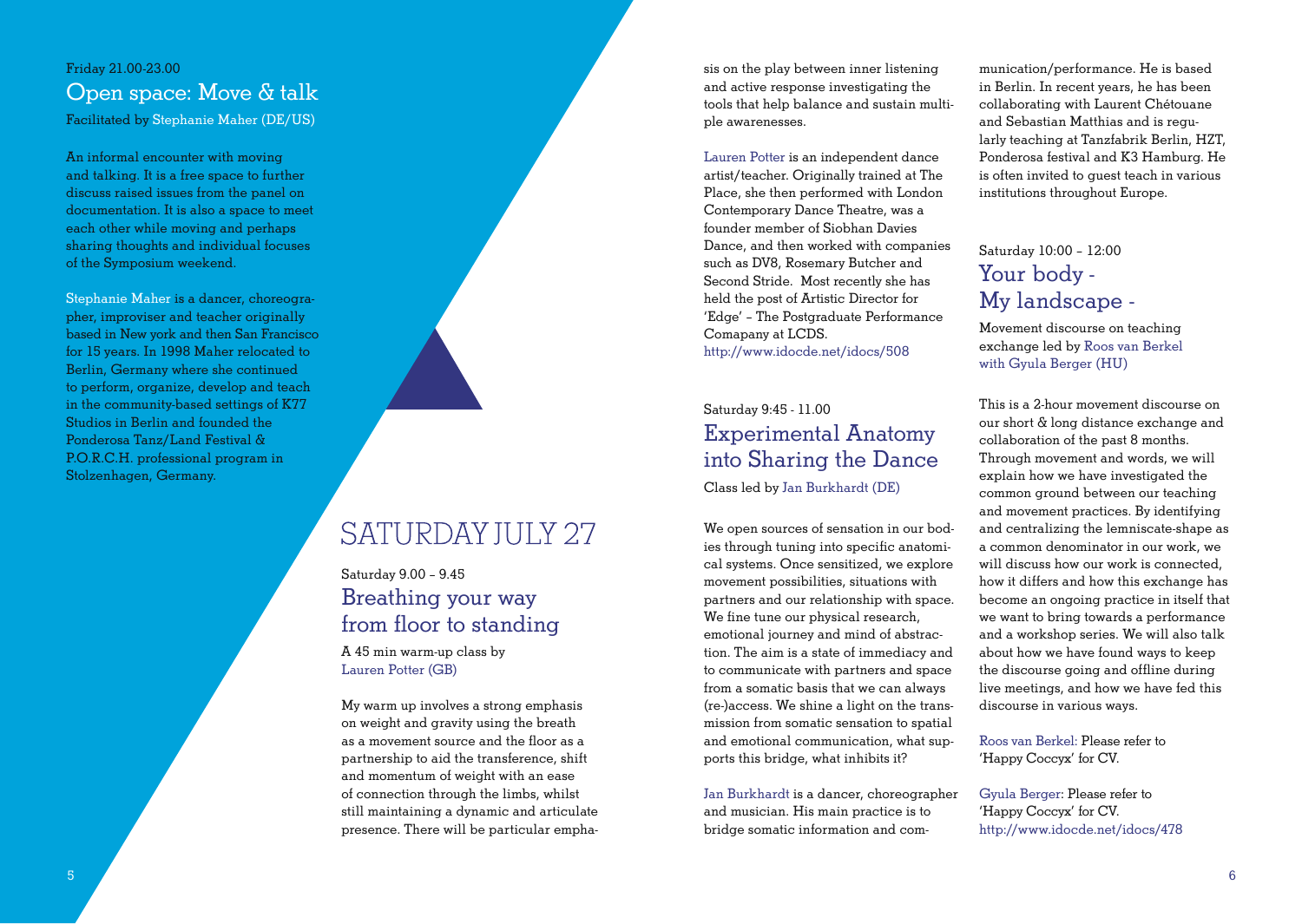Friday 21.00-23.00

## Open space: Move & talk

Facilitated by Stephanie Maher (DE/US)

An informal encounter with moving and talking. It is a free space to further discuss raised issues from the panel on documentation. It is also a space to meet each other while moving and perhaps sharing thoughts and individual focuses of the Symposium weekend.

Stephanie Maher is a dancer, choreographer, improviser and teacher originally based in New york and then San Francisco for 15 years. In 1998 Maher relocated to Berlin, Germany where she continued to perform, organize, develop and teach in the community-based settings of K77 Studios in Berlin and founded the Ponderosa Tanz/Land Festival & P.O.R.C.H. professional program in Stolzenhagen, Germany.

# SATURDAY JULY 27

Saturday 9.00 – 9.45

## Breathing your way from floor to standing

A 45 min warm-up class by Lauren Potter (GB)

My warm up involves a strong emphasis on weight and gravity using the breath as a movement source and the floor as a partnership to aid the transference, shift and momentum of weight with an ease of connection through the limbs, whilst still maintaining a dynamic and articulate presence. There will be particular emphasis on the play between inner listening and active response investigating the tools that help balance and sustain multiple awarenesses.

Lauren Potter is an independent dance artist/teacher. Originally trained at The Place, she then performed with London Contemporary Dance Theatre, was a founder member of Siobhan Davies Dance, and then worked with companies such as DV8, Rosemary Butcher and Second Stride. Most recently she has held the post of Artistic Director for 'Edge' – The Postgraduate Performance Comapany at LCDS.
http://www.idocde.net/idocs/508

Saturday 9:45 - 11.00

## Experimental Anatomy into Sharing the Dance

Class led by Jan Burkhardt (DE)

We open sources of sensation in our bodies through tuning into specific anatomical systems. Once sensitized, we explore movement possibilities, situations with partners and our relationship with space. We fine tune our physical research, emotional journey and mind of abstraction. The aim is a state of immediacy and to communicate with partners and space from a somatic basis that we can always (re-)access. We shine a light on the transmission from somatic sensation to spatial and emotional communication, what supports this bridge, what inhibits it?

Jan Burkhardt is a dancer, choreographer and musician. His main practice is to bridge somatic information and communication/performance. He is based in Berlin. In recent years, he has been collaborating with Laurent Chétouane and Sebastian Matthias and is regularly teaching at Tanzfabrik Berlin, HZT, Ponderosa festival and K3 Hamburg. He is often invited to guest teach in various institutions throughout Europe.

Saturday 10:00 – 12:00

## Your body - My landscape -

Movement discourse on teaching exchange led by Roos van Berkel with Gyula Berger (HU)

This is a 2-hour movement discourse on our short & long distance exchange and collaboration of the past 8 months. Through movement and words, we will explain how we have investigated the common ground between our teaching and movement practices. By identifying and centralizing the lemniscate-shape as a common denominator in our work, we will discuss how our work is connected, how it differs and how this exchange has become an ongoing practice in itself that we want to bring towards a performance and a workshop series. We will also talk about how we have found ways to keep the discourse going and offline during live meetings, and how we have fed this discourse in various ways.

Roos van Berkel: Please refer to 'Happy Coccyx' for CV.

Gyula Berger: Please refer to 'Happy Coccyx' for CV.
http://www.idocde.net/idocs/478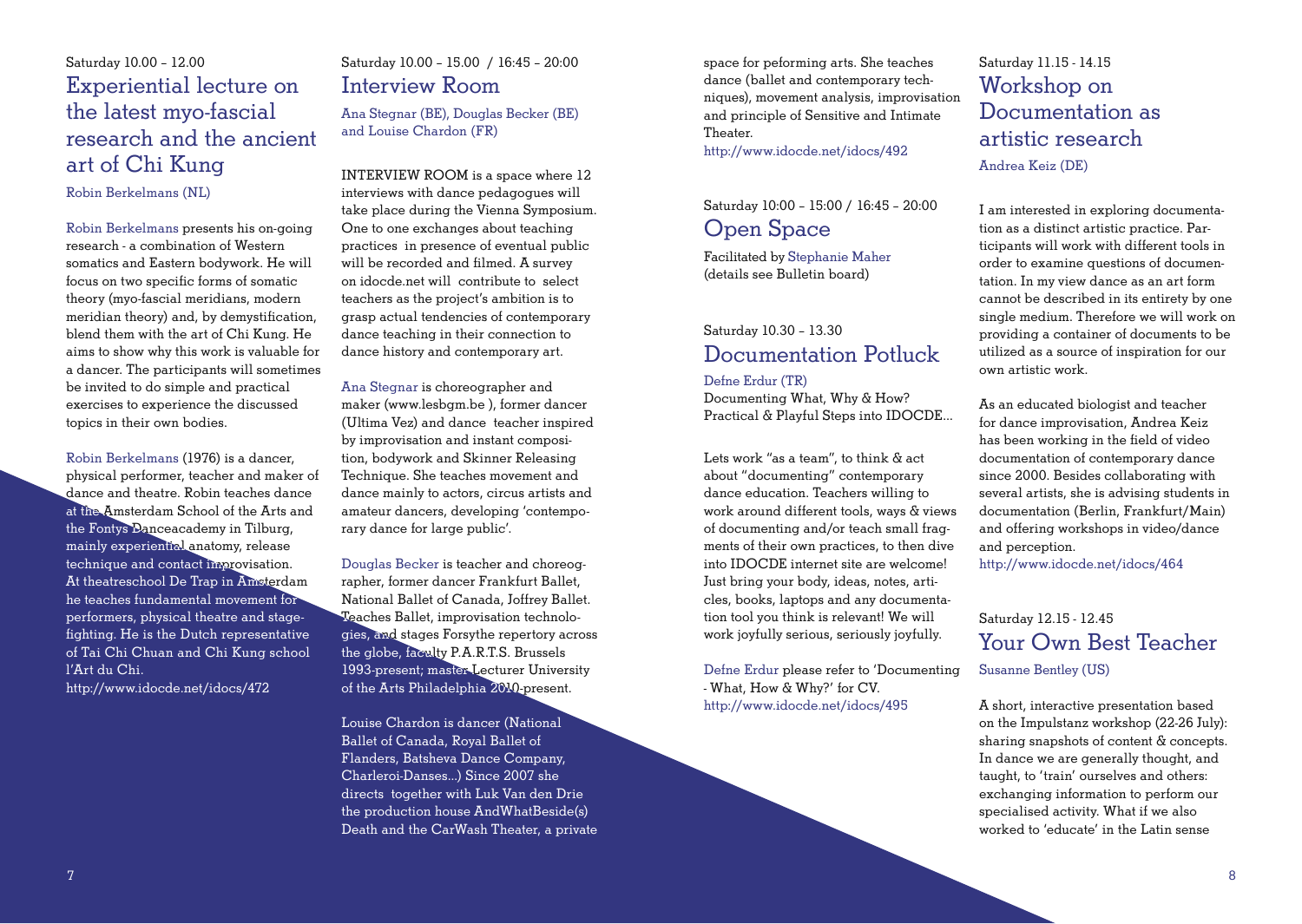Saturday 10.00 – 12.00

## Experiential lecture on the latest myo-fascial research and the ancient art of Chi Kung

Robin Berkelmans (NL)

Robin Berkelmans presents his on-going research - a combination of Western somatics and Eastern bodywork. He will focus on two specific forms of somatic theory (myo-fascial meridians, modern meridian theory) and, by demystification, blend them with the art of Chi Kung. He aims to show why this work is valuable for a dancer. The participants will sometimes be invited to do simple and practical exercises to experience the discussed topics in their own bodies.

Robin Berkelmans (1976) is a dancer, physical performer, teacher and maker of dance and theatre. Robin teaches dance at the Amsterdam School of the Arts and the Fontys Danceacademy in Tilburg, mainly experiential anatomy, release technique and contact improvisation. At theatreschool De Trap in Amsterdam he teaches fundamental movement for performers, physical theatre and stage-fighting. He is the Dutch representative of Tai Chi Chuan and Chi Kung school l'Art du Chi.
http://www.idocde.net/idocs/472

Saturday 10.00 – 15.00 / 16:45 – 20:00

## Interview Room

Ana Stegnar (BE), Douglas Becker (BE) and Louise Chardon (FR)

INTERVIEW ROOM is a space where 12 interviews with dance pedagogues will take place during the Vienna Symposium. One to one exchanges about teaching practices in presence of eventual public will be recorded and filmed. A survey on idocde.net will contribute to select teachers as the project's ambition is to grasp actual tendencies of contemporary dance teaching in their connection to dance history and contemporary art.

Ana Stegnar is choreographer and maker (www.lesbgm.be ), former dancer (Ultima Vez) and dance teacher inspired by improvisation and instant composition, bodywork and Skinner Releasing Technique. She teaches movement and dance mainly to actors, circus artists and amateur dancers, developing 'contemporary dance for large public'.

Douglas Becker is teacher and choreographer, former dancer Frankfurt Ballet, National Ballet of Canada, Joffrey Ballet. Teaches Ballet, improvisation technologies, and stages Forsythe repertory across the globe, faculty P.A.R.T.S. Brussels 1993-present; master Lecturer University of the Arts Philadelphia 2010-present.

Louise Chardon is dancer (National Ballet of Canada, Royal Ballet of Flanders, Batsheva Dance Company, Charleroi-Danses...) Since 2007 she directs together with Luk Van den Drie the production house AndWhatBeside(s) Death and the CarWash Theater, a private space for peforming arts. She teaches dance (ballet and contemporary techniques), movement analysis, improvisation and principle of Sensitive and Intimate Theater.
http://www.idocde.net/idocs/492

Saturday 10:00 – 15:00 / 16:45 – 20:00

## Open Space

Facilitated by Stephanie Maher (details see Bulletin board)

Saturday 10.30 – 13.30

## Documentation Potluck

Defne Erdur (TR)
Documenting What, Why & How? Practical & Playful Steps into IDOCDE...

Lets work "as a team", to think & act about "documenting" contemporary dance education. Teachers willing to work around different tools, ways & views of documenting and/or teach small fragments of their own practices, to then dive into IDOCDE internet site are welcome! Just bring your body, ideas, notes, articles, books, laptops and any documentation tool you think is relevant! We will work joyfully serious, seriously joyfully.

Defne Erdur please refer to 'Documenting - What, How & Why?' for CV.
http://www.idocde.net/idocs/495

Saturday 11.15 - 14.15

## Workshop on Documentation as artistic research

Andrea Keiz (DE)

I am interested in exploring documentation as a distinct artistic practice. Participants will work with different tools in order to examine questions of documentation. In my view dance as an art form cannot be described in its entirety by one single medium. Therefore we will work on providing a container of documents to be utilized as a source of inspiration for our own artistic work.

As an educated biologist and teacher for dance improvisation, Andrea Keiz has been working in the field of video documentation of contemporary dance since 2000. Besides collaborating with several artists, she is advising students in documentation (Berlin, Frankfurt/Main) and offering workshops in video/dance and perception.
http://www.idocde.net/idocs/464

Saturday 12.15 - 12.45

## Your Own Best Teacher

Susanne Bentley (US)

A short, interactive presentation based on the Impulstanz workshop (22-26 July): sharing snapshots of content & concepts. In dance we are generally thought, and taught, to 'train' ourselves and others: exchanging information to perform our specialised activity. What if we also worked to 'educate' in the Latin sense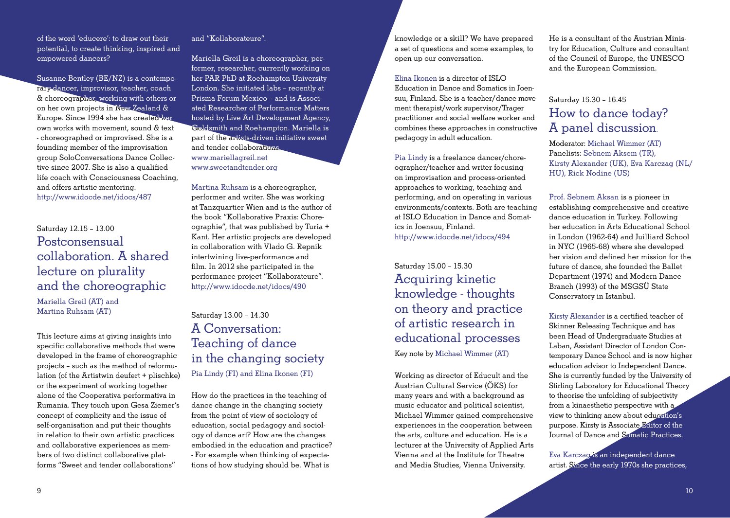of the word 'educere': to draw out their potential, to create thinking, inspired and empowered dancers?

Susanne Bentley (BE/NZ) is a contemporary dancer, improvisor, teacher, coach & choreographer, working with others or on her own projects in New Zealand & Europe. Since 1994 she has created her own works with movement, sound & text - choreographed or improvised. She is a founding member of the improvisation group SoloConversations Dance Collective since 2007. She is also a qualified life coach with Consciousness Coaching, and offers artistic mentoring.
http://www.idocde.net/idocs/487

Saturday 12.15 – 13.00

## Postconsensual collaboration. A shared lecture on plurality and the choreographic

Mariella Greil (AT) and Martina Ruhsam (AT)

This lecture aims at giving insights into specific collaborative methods that were developed in the frame of choreographic projects – such as the method of reformulation (of the Artistwin deufert + plischke) or the experiment of working together alone of the Cooperativa performativa in Rumania. They touch upon Gesa Ziemer's concept of complicity and the issue of self-organisation and put their thoughts in relation to their own artistic practices and collaborative experiences as members of two distinct collaborative platforms "Sweet and tender collaborations" and "Kollaborateure".

Mariella Greil is a choreographer, performer, researcher, currently working on her PAR PhD at Roehampton University London. She initiated labs – recently at Prisma Forum Mexico – and is Associated Researcher of Performance Matters hosted by Live Art Development Agency, Goldsmith and Roehampton. Mariella is part of the artists-driven initiative sweet and tender collaborations.
www.mariellagreil.net
www.sweetandtender.org

Martina Ruhsam is a choreographer, performer and writer. She was working at Tanzquartier Wien and is the author of the book "Kollaborative Praxis: Choreographie", that was published by Turia + Kant. Her artistic projects are developed in collaboration with Vlado G. Repnik intertwining live-performance and film. In 2012 she participated in the performance-project "Kollaborateure".
http://www.idocde.net/idocs/490

Saturday 13.00 – 14.30

## A Conversation: Teaching of dance in the changing society

Pia Lindy (FI) and Elina Ikonen (FI)

How do the practices in the teaching of dance change in the changing society from the point of view of sociology of education, social pedagogy and sociology of dance art? How are the changes embodied in the education and practice? - For example when thinking of expectations of how studying should be. What is knowledge or a skill? We have prepared a set of questions and some examples, to open up our conversation.

Elina Ikonen is a director of ISLO Education in Dance and Somatics in Joensuu, Finland. She is a teacher/dance movement therapist/work supervisor/Trager practitioner and social welfare worker and combines these approaches in constructive pedagogy in adult education.

Pia Lindy is a freelance dancer/choreographer/teacher and writer focusing on improvisation and process-oriented approaches to working, teaching and performing, and on operating in various environments/contexts. Both are teaching at ISLO Education in Dance and Somatics in Joensuu, Finland.
http://www.idocde.net/idocs/494

Saturday 15.00 – 15.30

## Acquiring kinetic knowledge - thoughts on theory and practice of artistic research in educational processes

Key note by Michael Wimmer (AT)

Working as director of Educult and the Austrian Cultural Service (ÖKS) for many years and with a background as music educator and political scientist, Michael Wimmer gained comprehensive experiences in the cooperation between the arts, culture and education. He is a lecturer at the University of Applied Arts Vienna and at the Institute for Theatre and Media Studies, Vienna University. He is a consultant of the Austrian Ministry for Education, Culture and consultant of the Council of Europe, the UNESCO and the European Commission.

Saturday 15.30 – 16.45

## How to dance today? A panel discussion.

Moderator: Michael Wimmer (AT)
Panelists: Sebnem Aksem (TR), Kirsty Alexander (UK), Eva Karczag (NL/HU), Rick Nodine (US)

Prof. Sebnem Aksan is a pioneer in establishing comprehensive and creative dance education in Turkey. Following her education in Arts Educational School in London (1962-64) and Juilliard School in NYC (1965-68) where she developed her vision and defined her mission for the future of dance, she founded the Ballet Department (1974) and Modern Dance Branch (1993) of the MSGSÜ State Conservatory in Istanbul.

Kirsty Alexander is a certified teacher of Skinner Releasing Technique and has been Head of Undergraduate Studies at Laban, Assistant Director of London Contemporary Dance School and is now higher education advisor to Independent Dance. She is currently funded by the University of Stirling Laboratory for Educational Theory to theorise the unfolding of subjectivity from a kinaesthetic perspective with a view to thinking anew about education's purpose. Kirsty is Associate Editor of the Journal of Dance and Somatic Practices.

Eva Karczag is an independent dance artist. Since the early 1970s she practices,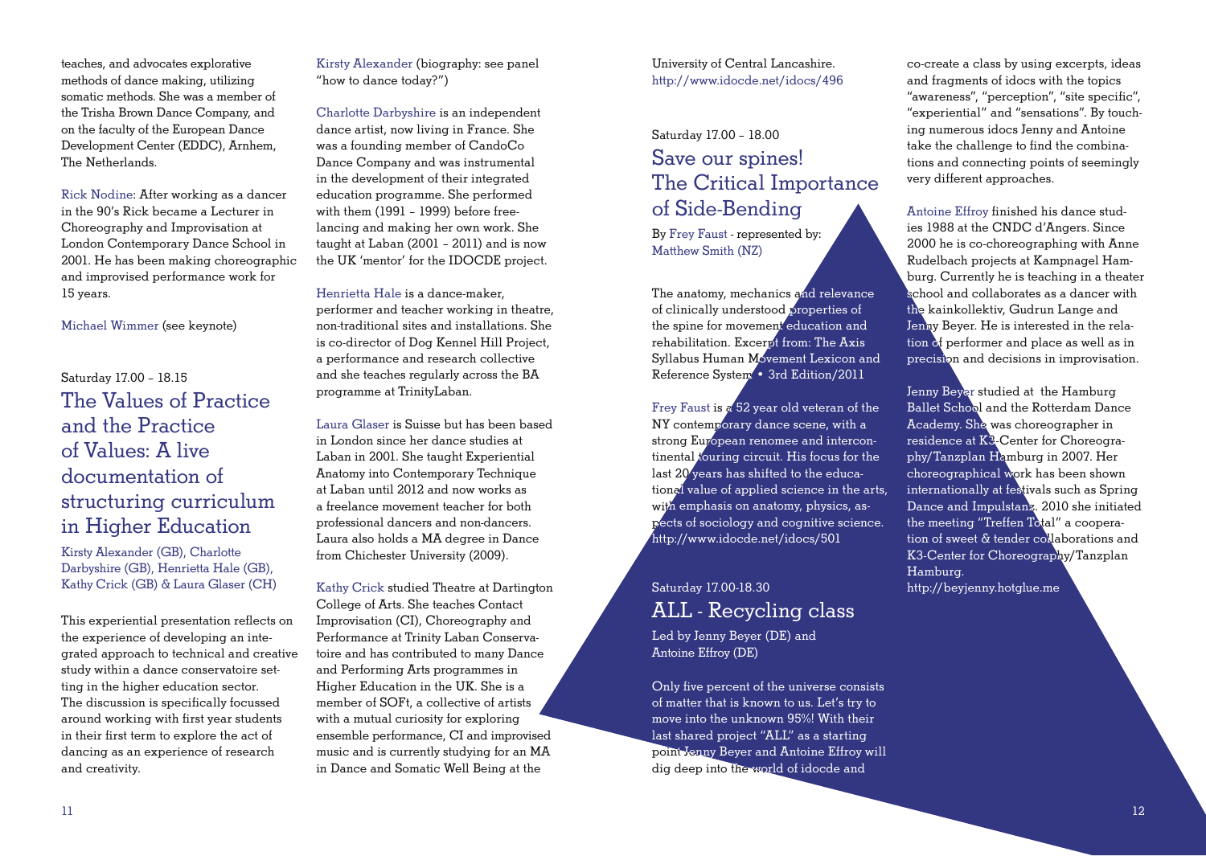teaches, and advocates explorative methods of dance making, utilizing somatic methods. She was a member of the Trisha Brown Dance Company, and on the faculty of the European Dance Development Center (EDDC), Arnhem, The Netherlands.

Rick Nodine: After working as a dancer in the 90's Rick became a Lecturer in Choreography and Improvisation at London Contemporary Dance School in 2001. He has been making choreographic and improvised performance work for 15 years.

Michael Wimmer (see keynote)

Saturday 17.00 – 18.15

## The Values of Practice and the Practice of Values: A live documentation of structuring curriculum in Higher Education

Kirsty Alexander (GB), Charlotte Darbyshire (GB), Henrietta Hale (GB), Kathy Crick (GB) & Laura Glaser (CH)

This experiential presentation reflects on the experience of developing an integrated approach to technical and creative study within a dance conservatoire setting in the higher education sector. The discussion is specifically focussed around working with first year students in their first term to explore the act of dancing as an experience of research and creativity.

Kirsty Alexander (biography: see panel "how to dance today?")

Charlotte Darbyshire is an independent dance artist, now living in France. She was a founding member of CandoCo Dance Company and was instrumental in the development of their integrated education programme. She performed with them (1991 – 1999) before freelancing and making her own work. She taught at Laban (2001 – 2011) and is now the UK 'mentor' for the IDOCDE project.

Henrietta Hale is a dance-maker, performer and teacher working in theatre, non-traditional sites and installations. She is co-director of Dog Kennel Hill Project, a performance and research collective and she teaches regularly across the BA programme at TrinityLaban.

Laura Glaser is Suisse but has been based in London since her dance studies at Laban in 2001. She taught Experiential Anatomy into Contemporary Technique at Laban until 2012 and now works as a freelance movement teacher for both professional dancers and non-dancers. Laura also holds a MA degree in Dance from Chichester University (2009).

Kathy Crick studied Theatre at Dartington College of Arts. She teaches Contact Improvisation (CI), Choreography and Performance at Trinity Laban Conservatoire and has contributed to many Dance and Performing Arts programmes in Higher Education in the UK. She is a member of SOFt, a collective of artists with a mutual curiosity for exploring ensemble performance, CI and improvised music and is currently studying for an MA in Dance and Somatic Well Being at the University of Central Lancashire. http://www.idocde.net/idocs/496

Saturday 17.00 – 18.00

## Save our spines! The Critical Importance of Side-Bending

By Frey Faust - represented by: Matthew Smith (NZ)

The anatomy, mechanics and relevance of clinically understood properties of the spine for movement education and rehabilitation. Excerpt from: The Axis Syllabus Human Movement Lexicon and Reference System • 3rd Edition/2011

Frey Faust is a 52 year old veteran of the NY contemporary dance scene, with a strong European renomee and intercontinental touring circuit. His focus for the last 20 years has shifted to the educational value of applied science in the arts, with emphasis on anatomy, physics, aspects of sociology and cognitive science. http://www.idocde.net/idocs/501

Saturday 17.00-18.30

## ALL - Recycling class

Led by Jenny Beyer (DE) and Antoine Effroy (DE)

Only five percent of the universe consists of matter that is known to us. Let's try to move into the unknown 95%! With their last shared project "ALL" as a starting point Jenny Beyer and Antoine Effroy will dig deep into the world of idocde and co-create a class by using excerpts, ideas and fragments of idocs with the topics "awareness", "perception", "site specific", "experiential" and "sensations". By touching numerous idocs Jenny and Antoine take the challenge to find the combinations and connecting points of seemingly very different approaches.

Antoine Effroy finished his dance studies 1988 at the CNDC d'Angers. Since 2000 he is co-choreographing with Anne Rudelbach projects at Kampnagel Hamburg. Currently he is teaching in a theater school and collaborates as a dancer with the kainkollektiv, Gudrun Lange and Jenny Beyer. He is interested in the relation of performer and place as well as in precision and decisions in improvisation.

Jenny Beyer studied at the Hamburg Ballet School and the Rotterdam Dance Academy. She was choreographer in residence at K3-Center for Choreography/Tanzplan Hamburg in 2007. Her choreographical work has been shown internationally at festivals such as Spring Dance and Impulstanz. 2010 she initiated the meeting "Treffen Total" a cooperation of sweet & tender collaborations and K3-Center for Choreography/Tanzplan Hamburg.
http://beyjenny.hotglue.me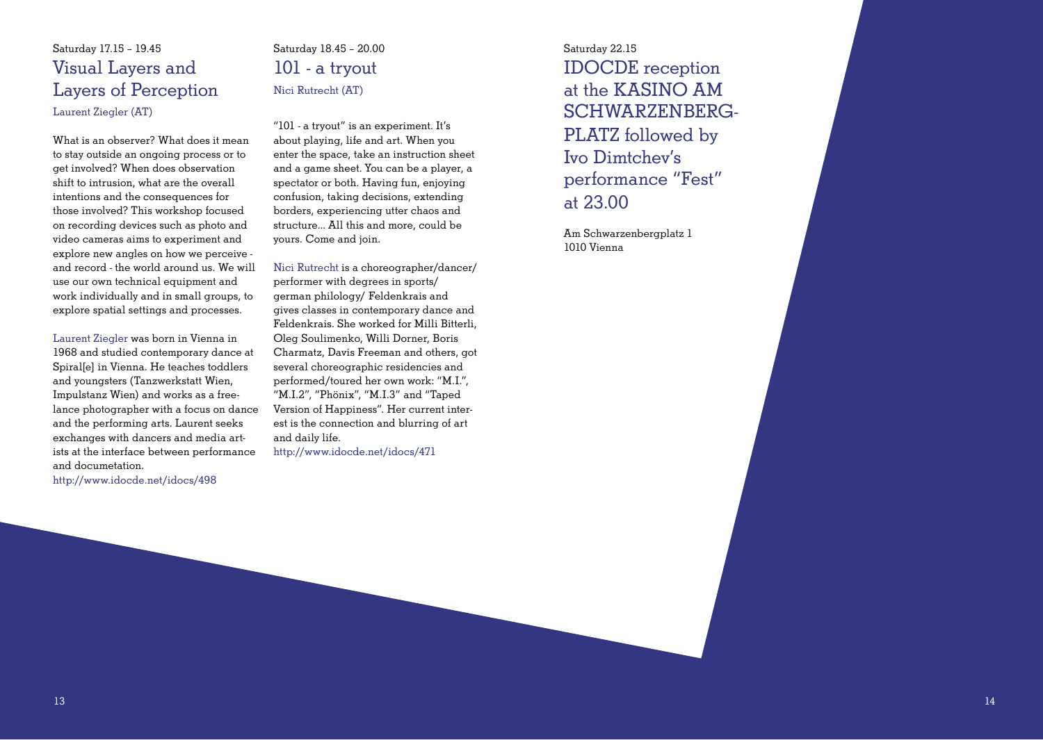Saturday 17.15 – 19.45

## Visual Layers and Layers of Perception

Laurent Ziegler (AT)

What is an observer? What does it mean to stay outside an ongoing process or to get involved? When does observation shift to intrusion, what are the overall intentions and the consequences for those involved? This workshop focused on recording devices such as photo and video cameras aims to experiment and explore new angles on how we perceive - and record - the world around us. We will use our own technical equipment and work individually and in small groups, to explore spatial settings and processes.

Laurent Ziegler was born in Vienna in 1968 and studied contemporary dance at Spiral[e] in Vienna. He teaches toddlers and youngsters (Tanzwerkstatt Wien, Impulstanz Wien) and works as a freelance photographer with a focus on dance and the performing arts. Laurent seeks exchanges with dancers and media artists at the interface between performance and documetation.
http://www.idocde.net/idocs/498

Saturday 18.45 – 20.00

## 101 - a tryout

Nici Rutrecht (AT)

"101 - a tryout" is an experiment. It's about playing, life and art. When you enter the space, take an instruction sheet and a game sheet. You can be a player, a spectator or both. Having fun, enjoying confusion, taking decisions, extending borders, experiencing utter chaos and structure... All this and more, could be yours. Come and join.

Nici Rutrecht is a choreographer/dancer/performer with degrees in sports/german philology/ Feldenkrais and gives classes in contemporary dance and Feldenkrais. She worked for Milli Bitterli, Oleg Soulimenko, Willi Dorner, Boris Charmatz, Davis Freeman and others, got several choreographic residencies and performed/toured her own work: "M.I.", "M.I.2", "Phönix", "M.I.3" and "Taped Version of Happiness". Her current interest is the connection and blurring of art and daily life.
http://www.idocde.net/idocs/471

Saturday 22.15

## IDOCDE reception at the KASINO AM SCHWARZENBERG-PLATZ followed by Ivo Dimtchev's performance "Fest" at 23.00

Am Schwarzenbergplatz 1
1010 Vienna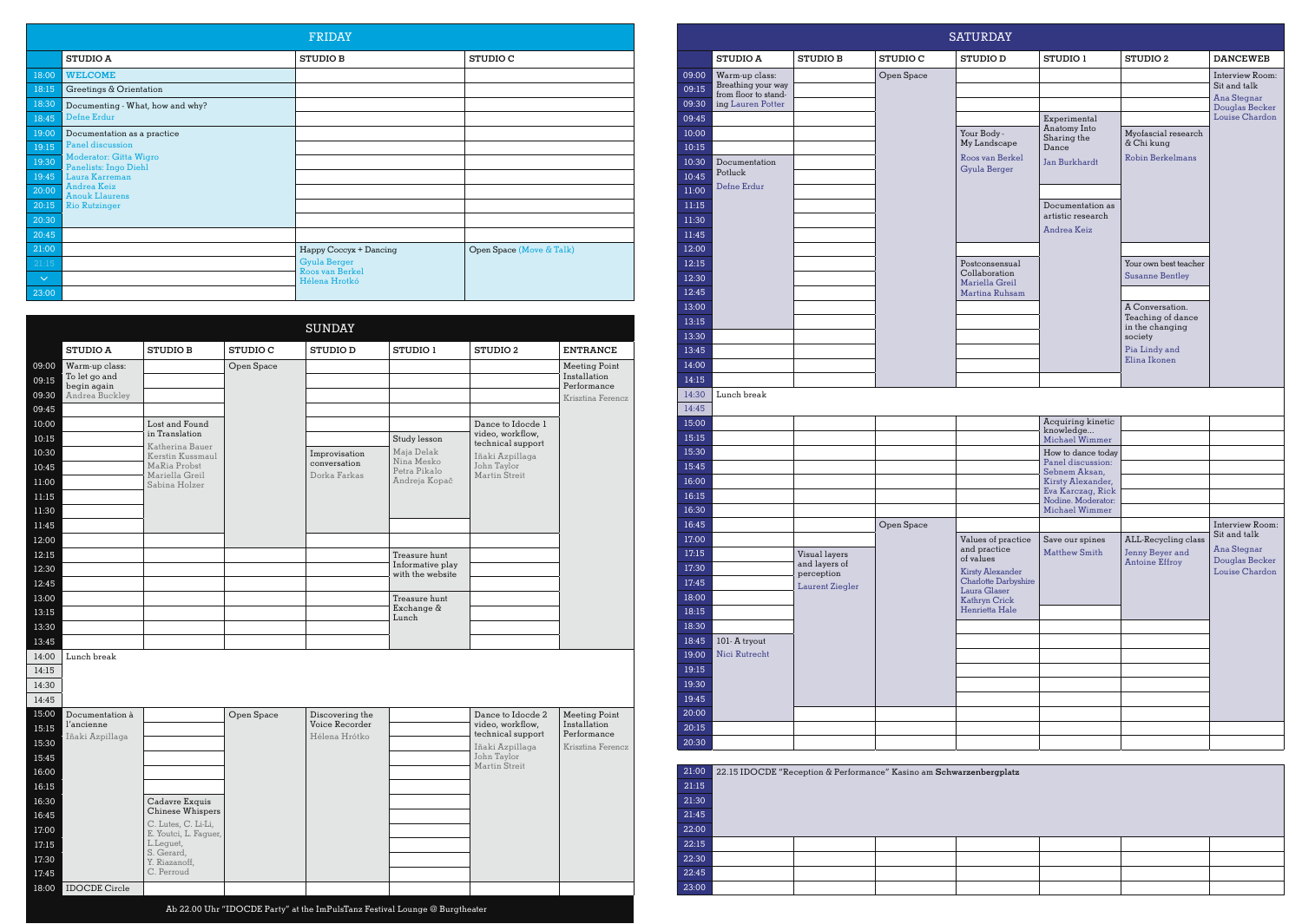## FRIDAY

| | STUDIO A | STUDIO B | STUDIO C |
|---|---|---|---|
| 18:00 | **WELCOME** | | |
| 18:15 | Greetings & Orientation | | |
| 18:30 | Documenting - What, how and why? | | |
| 18:45 | Defne Erdur | | |
| 19:00 | Documentation as a practice | | |
| 19:15 | Panel discussion | | |
| 19:30 | Moderator: Gitta Wigro | | |
| 19:45 | Panelists: Ingo Diehl, Laura Karreman, Andrea Keiz, Anouk Llaurens, Rio Rutzinger | | |
| 20:00 | | | |
| 20:15 | | | |
| 20:30 | | | |
| 20:45 | | | |
| 21:00 | | Happy Coccyx + Dancing | Open Space (Move & Talk) |
| 21:15 | | Gyula Berger, Roos van Berkel, Héléna Hrotkó | |
| ... | | | |
| 23:00 | | | |

## SUNDAY

| | STUDIO A | STUDIO B | STUDIO C | STUDIO D | STUDIO 1 | STUDIO 2 | ENTRANCE |
|---|---|---|---|---|---|---|---|
| 09:00 | Warm-up class: To let go and begin again | | Open Space | | | | Meeting Point Installation Performance |
| 09:15 | Andrea Buckley | | | | | | Krisztina Ferencz |
| 09:30 | | | | | | | |
| 09:45 | | | | | | | |
| 10:00 | | Lost and Found in Translation | | | | Dance to Idocde 1 video, workflow, technical support | |
| 10:15 | | Katherina Bauer, Kerstin Kussmaul, MaRia Probst, Mariella Greil, Sabina Holzer | | | Study lesson | Iñaki Azpillaga, John Taylor, Martin Streit | |
| 10:30 | | | | Improvisation conversation | Maja Delak, Nina Mesko, Petra Pikalo, Andreja Kopač | | |
| 10:45 | | | | Dorka Farkas | | | |
| 11:00 | | | | | | | |
| 11:15 | | | | | | | |
| 11:30 | | | | | | | |
| 11:45 | | | | | | | |
| 12:00 | | | | | | | |
| 12:15 | | | | | Treasure hunt Informative play with the website | | |
| 12:30 | | | | | | | |
| 12:45 | | | | | | | |
| 13:00 | | | | | Treasure hunt Exchange & Lunch | | |
| 13:15 | | | | | | | |
| 13:30 | | | | | | | |
| 13:45 | | | | | | | |
| 14:00 | Lunch break | | | | | | |
| 14:15 | | | | | | | |
| 14:30 | | | | | | | |
| 14:45 | | | | | | | |
| 15:00 | Documentation à l'ancienne | | Open Space | Discovering the Voice Recorder | | Dance to Idocde 2 video, workflow, technical support | Meeting Point Installation Performance |
| 15:15 | Iñaki Azpillaga | | | Héléna Hrótko | | Iñaki Azpillaga, John Taylor, Martin Streit | Krisztina Ferencz |
| 15:30 | | | | | | | |
| 15:45 | | | | | | | |
| 16:00 | | | | | | | |
| 16:15 | | | | | | | |
| 16:30 | | Cadavre Exquis Chinese Whispers | | | | | |
| 16:45 | | C. Lutes, C. Li-Li, E. Youtci, L. Faguer, L.Leguet, S. Gerard, Y. Riazanoff, C. Perroud | | | | | |
| 17:00 | | | | | | | |
| 17:15 | | | | | | | |
| 17:30 | | | | | | | |
| 17:45 | | | | | | | |
| 18:00 | IDOCDE Circle | | | | | | |

Ab 22.00 Uhr "IDOCDE Party" at the ImPulsTanz Festival Lounge @ Burgtheater

## SATURDAY

| | STUDIO A | STUDIO B | STUDIO C | STUDIO D | STUDIO 1 | STUDIO 2 | DANCEWEB |
|---|---|---|---|---|---|---|---|
| 09:00 | Warm-up class: Breathing your way from floor to standing | | Open Space | | | | Interview Room: Sit and talk |
| 09:15 | Lauren Potter | | | | | | Ana Stegnar, Douglas Becker, Louise Chardon |
| 09:30 | | | | | | | |
| 09:45 | | | | | Experimental Anatomy Into Sharing the Dance | | |
| 10:00 | | | | Your Body - My Landscape | Jan Burkhardt | Myofascial research & Chi kung | |
| 10:15 | | | | Roos van Berkel, Gyula Berger | | Robin Berkelmans | |
| 10:30 | Documentation Potluck | | | | | | |
| 10:45 | Defne Erdur | | | | | | |
| 11:00 | | | | | | | |
| 11:15 | | | | | Documentation as artistic research | | |
| 11:30 | | | | | Andrea Keiz | | |
| 11:45 | | | | | | | |
| 12:00 | | | | | | | |
| 12:15 | | | | Postconsensual Collaboration | | Your own best teacher | |
| 12:30 | | | | Mariella Greil, Martina Ruhsam | | Susanne Bentley | |
| 12:45 | | | | | | | |
| 13:00 | | | | | | A Conversation. Teaching of dance in the changing society | |
| 13:15 | | | | | | Pia Lindy and Elina Ikonen | |
| 13:30 | | | | | | | |
| 13:45 | | | | | | | |
| 14:00 | | | | | | | |
| 14:15 | | | | | | | |
| 14:30 | Lunch break | | | | | | |
| 14:45 | | | | | | | |
| 15:00 | | | | | Acquiring kinetic knowledge... | | |
| 15:15 | | | | | Michael Wimmer | | |
| 15:30 | | | | | How to dance today | | |
| 15:45 | | | | | Panel discussion: Sebnem Aksan, Kirsty Alexander, Eva Karczag, Rick Nodine. Moderator: Michael Wimmer | | |
| 16:00 | | | | | | | |
| 16:15 | | | | | | | |
| 16:30 | | | | | | | |
| 16:45 | | | Open Space | | | | Interview Room: Sit and talk |
| 17:00 | | | | Values of practice and practice of values | Save our spines | ALL-Recycling class | Ana Stegnar, Douglas Becker, Louise Chardon |
| 17:15 | | Visual layers and layers of perception | | Kirsty Alexander, Charlotte Darbyshire, Laura Glaser, Kathryn Crick, Henrietta Hale | Matthew Smith | Jenny Beyer and Antoine Effroy | |
| 17:30 | | Laurent Ziegler | | | | | |
| 17:45 | | | | | | | |
| 18:00 | | | | | | | |
| 18:15 | | | | | | | |
| 18:30 | | | | | | | |
| 18:45 | 101- A tryout | | | | | | |
| 19:00 | Nici Rutrecht | | | | | | |
| 19:15 | | | | | | | |
| 19:30 | | | | | | | |
| 19:45 | | | | | | | |
| 20:00 | | | | | | | |
| 20:15 | | | | | | | |
| 20:30 | | | | | | | |

| | |
|---|---|
| 21:00 | 22.15 IDOCDE "Reception & Performance" Kasino am **Schwarzenbergplatz** |
| 21:15 | |
| 21:30 | |
| 21:45 | |
| 22:00 | |
| 22:15 | |
| 22:30 | |
| 22:45 | |
| 23:00 | |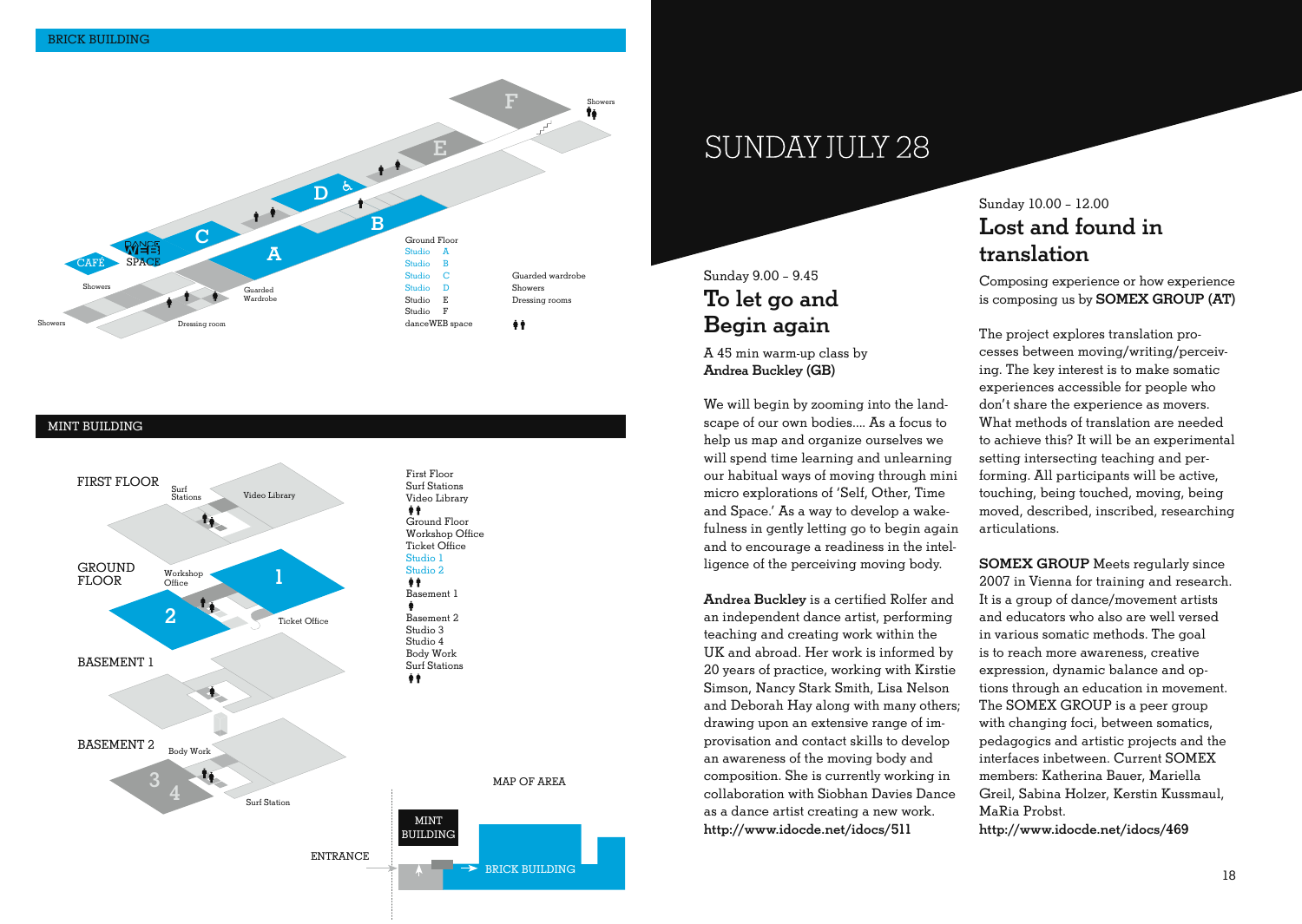BRICK BUILDING

Ground Floor
Studio A
Studio B
Studio C
Studio D
Studio E
Studio F
danceWEB space

Guarded wardrobe
Showers
Dressing rooms

MINT BUILDING

First Floor
Surf Stations
Video Library

Ground Floor
Workshop Office
Ticket Office
Studio 1
Studio 2

Basement 1

Basement 2
Studio 3
Studio 4
Body Work
Surf Stations

MAP OF AREA

# SUNDAY JULY 28

Sunday 9.00 – 9.45

## To let go and Begin again

A 45 min warm-up class by **Andrea Buckley (GB)**

We will begin by zooming into the landscape of our own bodies.... As a focus to help us map and organize ourselves we will spend time learning and unlearning our habitual ways of moving through mini micro explorations of 'Self, Other, Time and Space.' As a way to develop a wakefulness in gently letting go to begin again and to encourage a readiness in the intelligence of the perceiving moving body.

**Andrea Buckley** is a certified Rolfer and an independent dance artist, performing teaching and creating work within the UK and abroad. Her work is informed by 20 years of practice, working with Kirstie Simson, Nancy Stark Smith, Lisa Nelson and Deborah Hay along with many others; drawing upon an extensive range of improvisation and contact skills to develop an awareness of the moving body and composition. She is currently working in collaboration with Siobhan Davies Dance as a dance artist creating a new work.
**http://www.idocde.net/idocs/511**

Sunday 10.00 – 12.00

## Lost and found in translation

Composing experience or how experience is composing us by **SOMEX GROUP (AT)**

The project explores translation processes between moving/writing/perceiving. The key interest is to make somatic experiences accessible for people who don't share the experience as movers. What methods of translation are needed to achieve this? It will be an experimental setting intersecting teaching and performing. All participants will be active, touching, being touched, moving, being moved, described, inscribed, researching articulations.

**SOMEX GROUP** Meets regularly since 2007 in Vienna for training and research. It is a group of dance/movement artists and educators who also are well versed in various somatic methods. The goal is to reach more awareness, creative expression, dynamic balance and options through an education in movement. The SOMEX GROUP is a peer group with changing foci, between somatics, pedagogics and artistic projects and the interfaces inbetween. Current SOMEX members: Katherina Bauer, Mariella Greil, Sabina Holzer, Kerstin Kussmaul, MaRia Probst.
**http://www.idocde.net/idocs/469**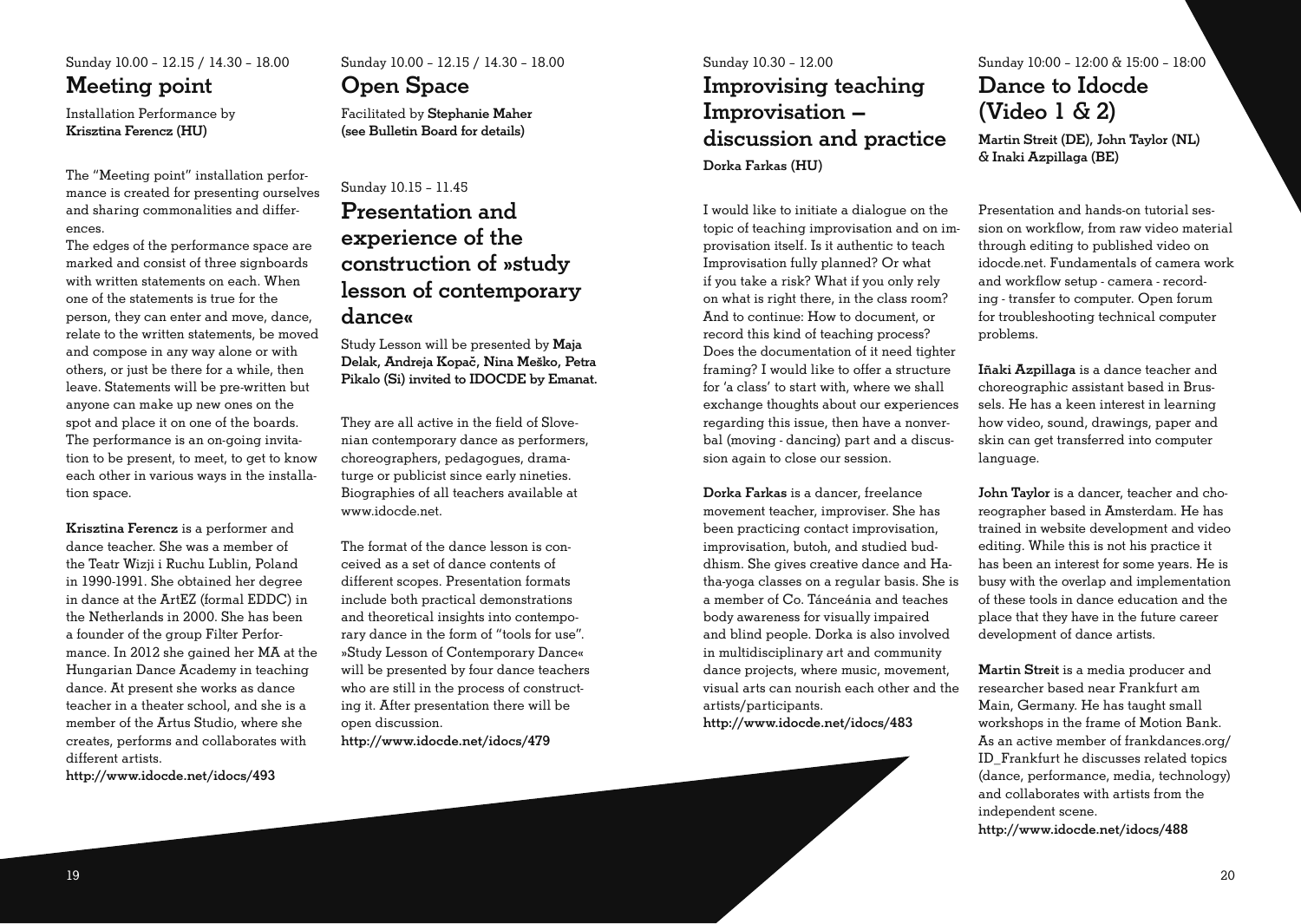Sunday 10.00 – 12.15 / 14.30 – 18.00

## Meeting point

Installation Performance by **Krisztina Ferencz (HU)**

The "Meeting point" installation performance is created for presenting ourselves and sharing commonalities and differences.

The edges of the performance space are marked and consist of three signboards with written statements on each. When one of the statements is true for the person, they can enter and move, dance, relate to the written statements, be moved and compose in any way alone or with others, or just be there for a while, then leave. Statements will be pre-written but anyone can make up new ones on the spot and place it on one of the boards. The performance is an on-going invitation to be present, to meet, to get to know each other in various ways in the installation space.

**Krisztina Ferencz** is a performer and dance teacher. She was a member of the Teatr Wizji i Ruchu Lublin, Poland in 1990-1991. She obtained her degree in dance at the ArtEZ (formal EDDC) in the Netherlands in 2000. She has been a founder of the group Filter Performance. In 2012 she gained her MA at the Hungarian Dance Academy in teaching dance. At present she works as dance teacher in a theater school, and she is a member of the Artus Studio, where she creates, performs and collaborates with different artists.
**http://www.idocde.net/idocs/493**

Sunday 10.00 – 12.15 / 14.30 – 18.00

## Open Space

Facilitated by **Stephanie Maher (see Bulletin Board for details)**

Sunday 10.15 – 11.45

## Presentation and experience of the construction of »study lesson of contemporary dance«

Study Lesson will be presented by **Maja Delak, Andreja Kopač, Nina Meško, Petra Pikalo (Si) invited to IDOCDE by Emanat.**

They are all active in the field of Slovenian contemporary dance as performers, choreographers, pedagogues, dramaturge or publicist since early nineties. Biographies of all teachers available at www.idocde.net.

The format of the dance lesson is conceived as a set of dance contents of different scopes. Presentation formats include both practical demonstrations and theoretical insights into contemporary dance in the form of "tools for use". »Study Lesson of Contemporary Dance« will be presented by four dance teachers who are still in the process of constructing it. After presentation there will be open discussion.
**http://www.idocde.net/idocs/479**

Sunday 10.30 – 12.00

## Improvising teaching Improvisation – discussion and practice

**Dorka Farkas (HU)**

I would like to initiate a dialogue on the topic of teaching improvisation and on improvisation itself. Is it authentic to teach Improvisation fully planned? Or what if you take a risk? What if you only rely on what is right there, in the class room? And to continue: How to document, or record this kind of teaching process? Does the documentation of it need tighter framing? I would like to offer a structure for 'a class' to start with, where we shall exchange thoughts about our experiences regarding this issue, then have a nonverbal (moving - dancing) part and a discussion again to close our session.

**Dorka Farkas** is a dancer, freelance movement teacher, improviser. She has been practicing contact improvisation, improvisation, butoh, and studied buddhism. She gives creative dance and Hatha-yoga classes on a regular basis. She is a member of Co. Tánceánia and teaches body awareness for visually impaired and blind people. Dorka is also involved in multidisciplinary art and community dance projects, where music, movement, visual arts can nourish each other and the artists/participants.
**http://www.idocde.net/idocs/483**

Sunday 10:00 – 12:00 & 15:00 – 18:00

## Dance to Idocde (Video 1 & 2)

**Martin Streit (DE), John Taylor (NL) & Inaki Azpillaga (BE)**

Presentation and hands-on tutorial session on workflow, from raw video material through editing to published video on idocde.net. Fundamentals of camera work and workflow setup - camera - recording - transfer to computer. Open forum for troubleshooting technical computer problems.

**Iñaki Azpillaga** is a dance teacher and choreographic assistant based in Brussels. He has a keen interest in learning how video, sound, drawings, paper and skin can get transferred into computer language.

**John Taylor** is a dancer, teacher and choreographer based in Amsterdam. He has trained in website development and video editing. While this is not his practice it has been an interest for some years. He is busy with the overlap and implementation of these tools in dance education and the place that they have in the future career development of dance artists.

**Martin Streit** is a media producer and researcher based near Frankfurt am Main, Germany. He has taught small workshops in the frame of Motion Bank. As an active member of frankdances.org/ID_Frankfurt he discusses related topics (dance, performance, media, technology) and collaborates with artists from the independent scene.
**http://www.idocde.net/idocs/488**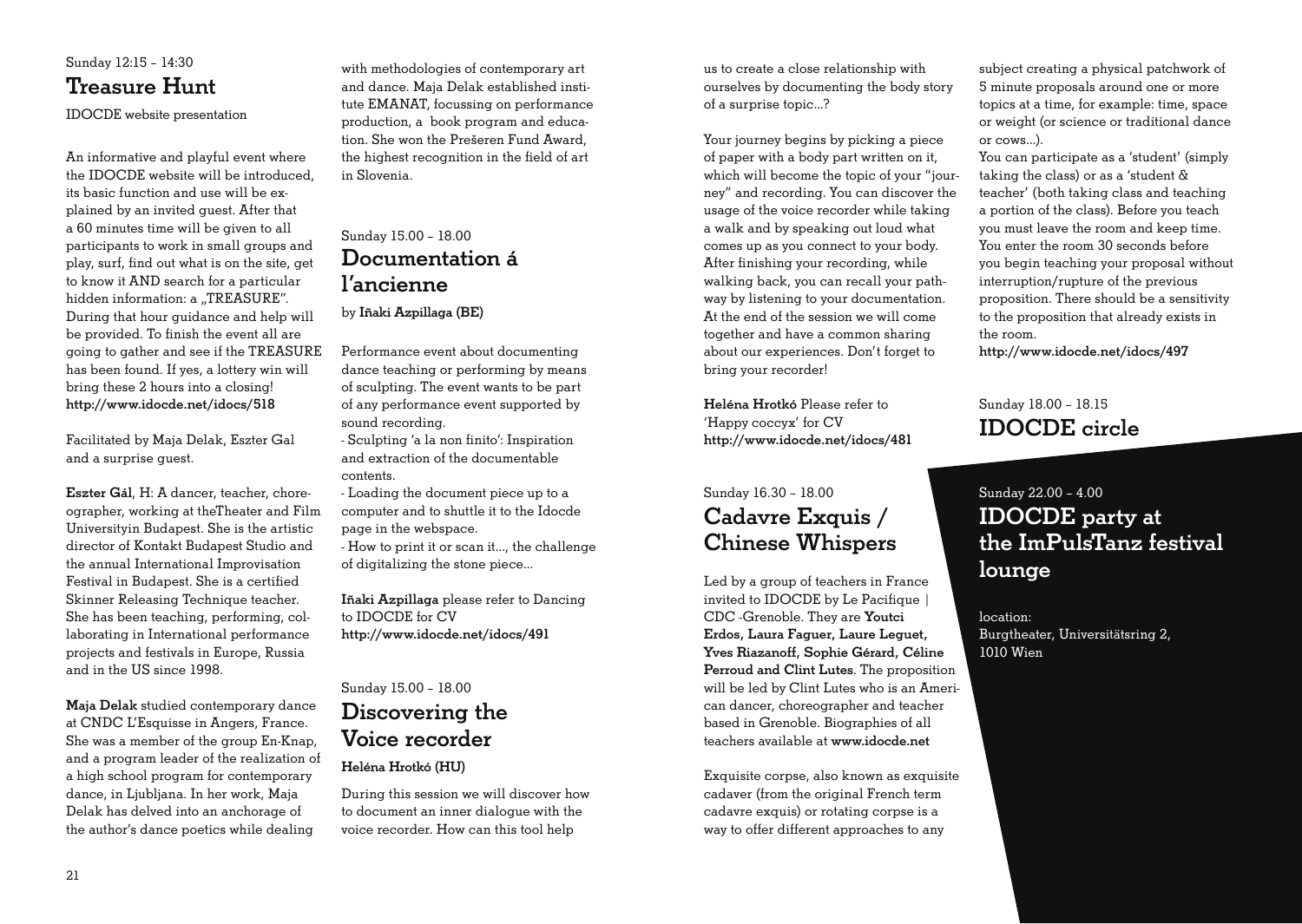Sunday 12:15 – 14:30

## Treasure Hunt

IDOCDE website presentation

An informative and playful event where the IDOCDE website will be introduced, its basic function and use will be explained by an invited guest. After that a 60 minutes time will be given to all participants to work in small groups and play, surf, find out what is on the site, get to know it AND search for a particular hidden information: a „TREASURE". During that hour guidance and help will be provided. To finish the event all are going to gather and see if the TREASURE has been found. If yes, a lottery win will bring these 2 hours into a closing!
**http://www.idocde.net/idocs/518**

Facilitated by Maja Delak, Eszter Gal and a surprise guest.

**Eszter Gál**, H: A dancer, teacher, choreographer, working at theTheater and Film Universityin Budapest. She is the artistic director of Kontakt Budapest Studio and the annual International Improvisation Festival in Budapest. She is a certified Skinner Releasing Technique teacher. She has been teaching, performing, collaborating in International performance projects and festivals in Europe, Russia and in the US since 1998.

**Maja Delak** studied contemporary dance at CNDC L'Esquisse in Angers, France. She was a member of the group En-Knap, and a program leader of the realization of a high school program for contemporary dance, in Ljubljana. In her work, Maja Delak has delved into an anchorage of the author's dance poetics while dealing with methodologies of contemporary art and dance. Maja Delak established institute EMANAT, focussing on performance production, a book program and education. She won the Prešeren Fund Award, the highest recognition in the field of art in Slovenia.

Sunday 15.00 – 18.00

## Documentation á l'ancienne

by **Iñaki Azpillaga (BE)**

Performance event about documenting dance teaching or performing by means of sculpting. The event wants to be part of any performance event supported by sound recording.
- Sculpting 'a la non finito': Inspiration and extraction of the documentable contents.
- Loading the document piece up to a computer and to shuttle it to the Idocde page in the webspace.
- How to print it or scan it..., the challenge of digitalizing the stone piece...

**Iñaki Azpillaga** please refer to Dancing to IDOCDE for CV
**http://www.idocde.net/idocs/491**

Sunday 15.00 – 18.00

## Discovering the Voice recorder

**Heléna Hrotkó (HU)**

During this session we will discover how to document an inner dialogue with the voice recorder. How can this tool help us to create a close relationship with ourselves by documenting the body story of a surprise topic...?

Your journey begins by picking a piece of paper with a body part written on it, which will become the topic of your "journey" and recording. You can discover the usage of the voice recorder while taking a walk and by speaking out loud what comes up as you connect to your body. After finishing your recording, while walking back, you can recall your pathway by listening to your documentation. At the end of the session we will come together and have a common sharing about our experiences. Don't forget to bring your recorder!

**Heléna Hrotkó** Please refer to 'Happy coccyx' for CV
**http://www.idocde.net/idocs/481**

Sunday 16.30 – 18.00

## Cadavre Exquis / Chinese Whispers

Led by a group of teachers in France invited to IDOCDE by Le Pacifique | CDC -Grenoble. They are **Youtci Erdos, Laura Faguer, Laure Leguet, Yves Riazanoff, Sophie Gérard, Céline Perroud and Clint Lutes**. The proposition will be led by Clint Lutes who is an American dancer, choreographer and teacher based in Grenoble. Biographies of all teachers available at **www.idocde.net**

Exquisite corpse, also known as exquisite cadaver (from the original French term cadavre exquis) or rotating corpse is a way to offer different approaches to any subject creating a physical patchwork of 5 minute proposals around one or more topics at a time, for example: time, space or weight (or science or traditional dance or cows...).
You can participate as a 'student' (simply taking the class) or as a 'student & teacher' (both taking class and teaching a portion of the class). Before you teach you must leave the room and keep time. You enter the room 30 seconds before you begin teaching your proposal without interruption/rupture of the previous proposition. There should be a sensitivity to the proposition that already exists in the room.
**http://www.idocde.net/idocs/497**

Sunday 18.00 – 18.15

## IDOCDE circle

Sunday 22.00 – 4.00

## IDOCDE party at the ImPulsTanz festival lounge

location:
Burgtheater, Universitätsring 2, 1010 Wien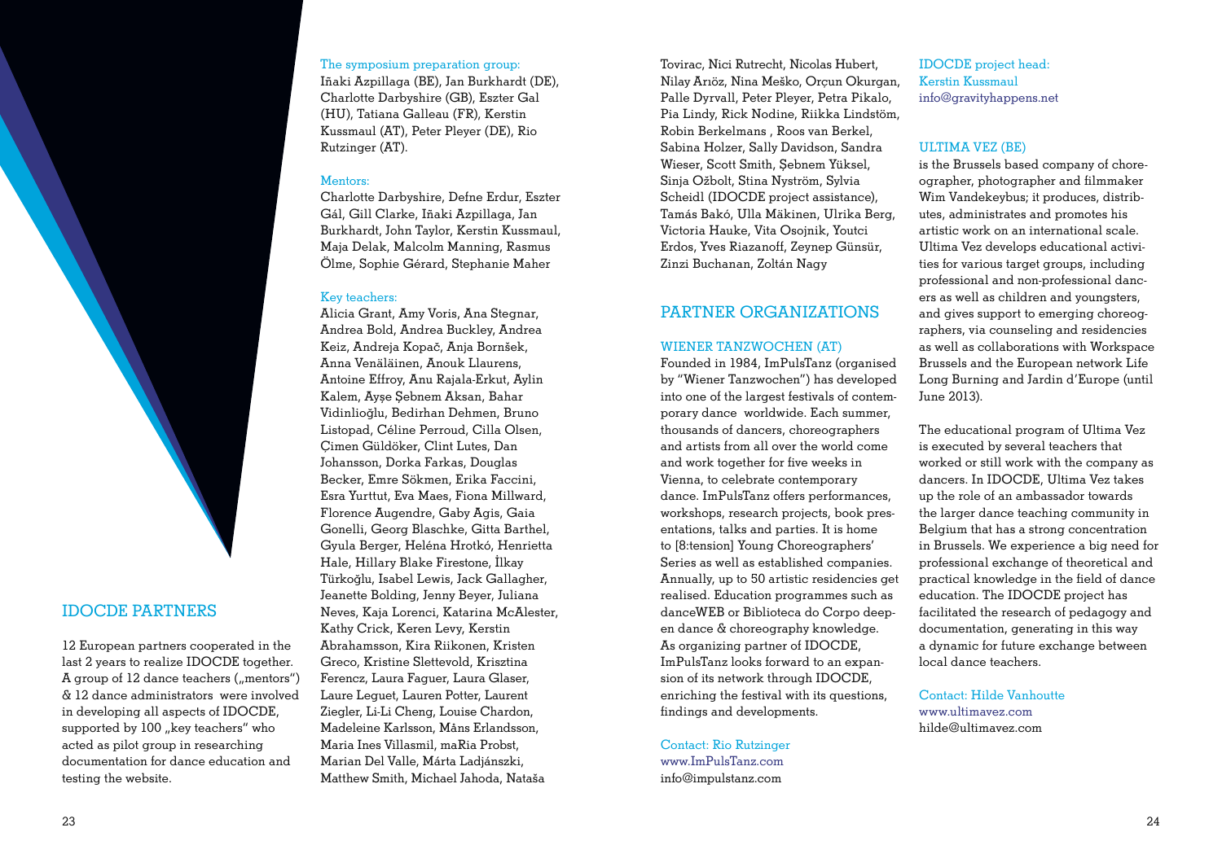## IDOCDE PARTNERS

12 European partners cooperated in the last 2 years to realize IDOCDE together. A group of 12 dance teachers („mentors") & 12 dance administrators were involved in developing all aspects of IDOCDE, supported by 100 „key teachers" who acted as pilot group in researching documentation for dance education and testing the website.

The symposium preparation group:
Iñaki Azpillaga (BE), Jan Burkhardt (DE), Charlotte Darbyshire (GB), Eszter Gal (HU), Tatiana Galleau (FR), Kerstin Kussmaul (AT), Peter Pleyer (DE), Rio Rutzinger (AT).

Mentors:
Charlotte Darbyshire, Defne Erdur, Eszter Gál, Gill Clarke, Iñaki Azpillaga, Jan Burkhardt, John Taylor, Kerstin Kussmaul, Maja Delak, Malcolm Manning, Rasmus Ölme, Sophie Gérard, Stephanie Maher

Key teachers:
Alicia Grant, Amy Voris, Ana Stegnar, Andrea Bold, Andrea Buckley, Andrea Keiz, Andreja Kopač, Anja Bornšek, Anna Venäläinen, Anouk Llaurens, Antoine Effroy, Anu Rajala-Erkut, Aylin Kalem, Ayşe Şebnem Aksan, Bahar Vidinlioğlu, Bedirhan Dehmen, Bruno Listopad, Céline Perroud, Cilla Olsen, Çimen Güldöker, Clint Lutes, Dan Johansson, Dorka Farkas, Douglas Becker, Emre Sökmen, Erika Faccini, Esra Yurttut, Eva Maes, Fiona Millward, Florence Augendre, Gaby Agis, Gaia Gonelli, Georg Blaschke, Gitta Barthel, Gyula Berger, Heléna Hrotkó, Henrietta Hale, Hillary Blake Firestone, İlkay Türkoğlu, Isabel Lewis, Jack Gallagher, Jeanette Bolding, Jenny Beyer, Juliana Neves, Kaja Lorenci, Katarina McAlester, Kathy Crick, Keren Levy, Kerstin Abrahamsson, Kira Riikonen, Kristen Greco, Kristine Slettevold, Krisztina Ferencz, Laura Faguer, Laura Glaser, Laure Leguet, Lauren Potter, Laurent Ziegler, Li-Li Cheng, Louise Chardon, Madeleine Karlsson, Måns Erlandsson, Maria Ines Villasmil, maRia Probst, Marian Del Valle, Márta Ladjánszki, Matthew Smith, Michael Jahoda, Nataša Tovirac, Nici Rutrecht, Nicolas Hubert, Nilay Arıöz, Nina Meško, Orçun Okurgan, Palle Dyrvall, Peter Pleyer, Petra Pikalo, Pia Lindy, Rick Nodine, Riikka Lindstöm, Robin Berkelmans , Roos van Berkel, Sabina Holzer, Sally Davidson, Sandra Wieser, Scott Smith, Şebnem Yüksel, Sinja Ožbolt, Stina Nyström, Sylvia Scheidl (IDOCDE project assistance), Tamás Bakó, Ulla Mäkinen, Ulrika Berg, Victoria Hauke, Vita Osojnik, Youtci Erdos, Yves Riazanoff, Zeynep Günsür, Zinzi Buchanan, Zoltán Nagy

## PARTNER ORGANIZATIONS

### WIENER TANZWOCHEN (AT)

Founded in 1984, ImPulsTanz (organised by "Wiener Tanzwochen") has developed into one of the largest festivals of contemporary dance worldwide. Each summer, thousands of dancers, choreographers and artists from all over the world come and work together for five weeks in Vienna, to celebrate contemporary dance. ImPulsTanz offers performances, workshops, research projects, book presentations, talks and parties. It is home to [8:tension] Young Choreographers' Series as well as established companies. Annually, up to 50 artistic residencies get realised. Education programmes such as danceWEB or Biblioteca do Corpo deepen dance & choreography knowledge. As organizing partner of IDOCDE, ImPulsTanz looks forward to an expansion of its network through IDOCDE, enriching the festival with its questions, findings and developments.

Contact: Rio Rutzinger
www.ImPulsTanz.com
info@impulstanz.com

IDOCDE project head:
Kerstin Kussmaul
info@gravityhappens.net

### ULTIMA VEZ (BE)

is the Brussels based company of choreographer, photographer and filmmaker Wim Vandekeybus; it produces, distributes, administrates and promotes his artistic work on an international scale. Ultima Vez develops educational activities for various target groups, including professional and non-professional dancers as well as children and youngsters, and gives support to emerging choreographers, via counseling and residencies as well as collaborations with Workspace Brussels and the European network Life Long Burning and Jardin d'Europe (until June 2013).

The educational program of Ultima Vez is executed by several teachers that worked or still work with the company as dancers. In IDOCDE, Ultima Vez takes up the role of an ambassador towards the larger dance teaching community in Belgium that has a strong concentration in Brussels. We experience a big need for professional exchange of theoretical and practical knowledge in the field of dance education. The IDOCDE project has facilitated the research of pedagogy and documentation, generating in this way a dynamic for future exchange between local dance teachers.

Contact: Hilde Vanhoutte
www.ultimavez.com
hilde@ultimavez.com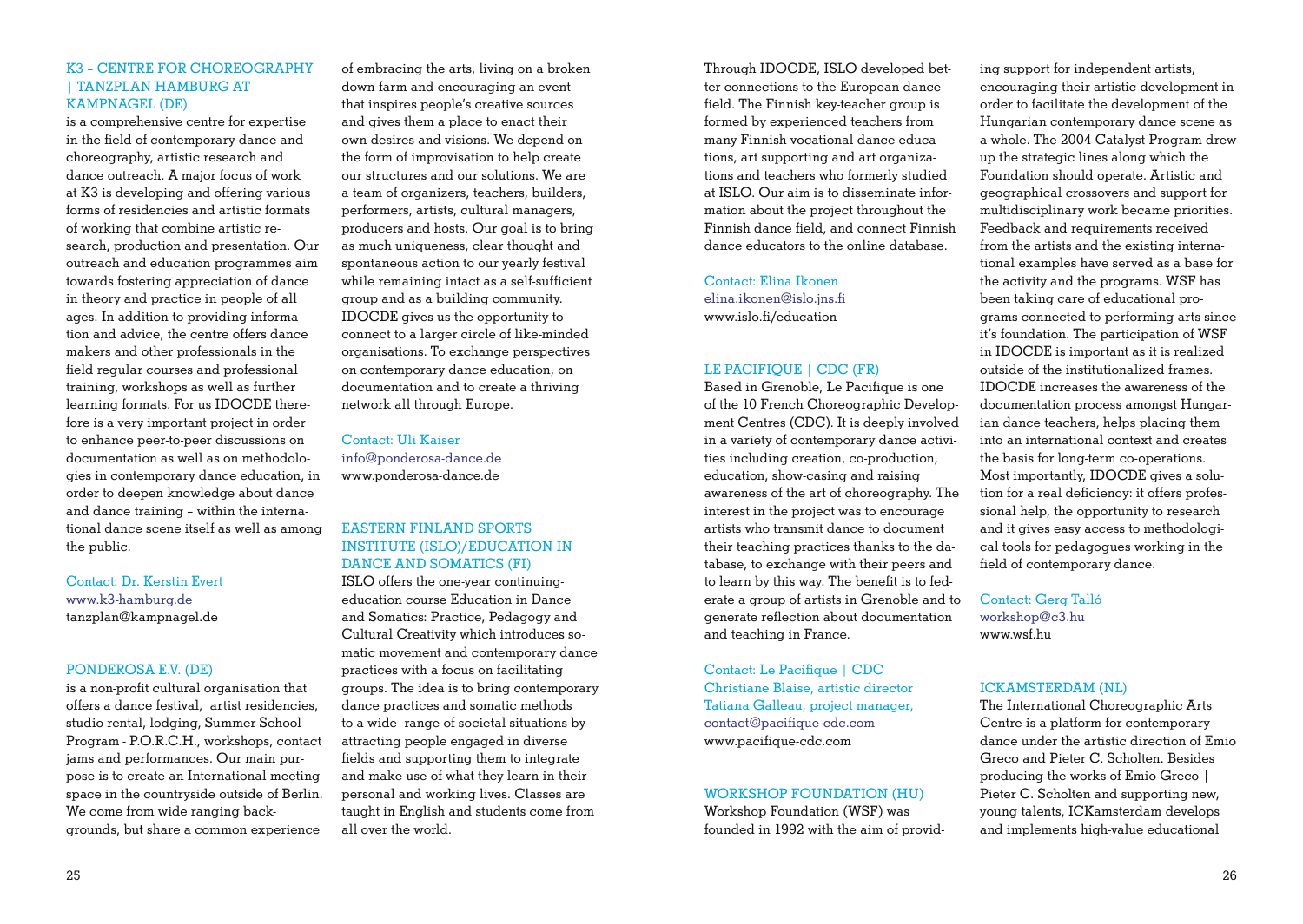### K3 – CENTRE FOR CHOREOGRAPHY | TANZPLAN HAMBURG AT KAMPNAGEL (DE)

is a comprehensive centre for expertise in the field of contemporary dance and choreography, artistic research and dance outreach. A major focus of work at K3 is developing and offering various forms of residencies and artistic formats of working that combine artistic research, production and presentation. Our outreach and education programmes aim towards fostering appreciation of dance in theory and practice in people of all ages. In addition to providing information and advice, the centre offers dance makers and other professionals in the field regular courses and professional training, workshops as well as further learning formats. For us IDOCDE therefore is a very important project in order to enhance peer-to-peer discussions on documentation as well as on methodologies in contemporary dance education, in order to deepen knowledge about dance and dance training – within the international dance scene itself as well as among the public.

Contact: Dr. Kerstin Evert
www.k3-hamburg.de
tanzplan@kampnagel.de

### PONDEROSA E.V. (DE)

is a non-profit cultural organisation that offers a dance festival, artist residencies, studio rental, lodging, Summer School Program - P.O.R.C.H., workshops, contact jams and performances. Our main purpose is to create an International meeting space in the countryside outside of Berlin. We come from wide ranging backgrounds, but share a common experience of embracing the arts, living on a broken down farm and encouraging an event that inspires people's creative sources and gives them a place to enact their own desires and visions. We depend on the form of improvisation to help create our structures and our solutions. We are a team of organizers, teachers, builders, performers, artists, cultural managers, producers and hosts. Our goal is to bring as much uniqueness, clear thought and spontaneous action to our yearly festival while remaining intact as a self-sufficient group and as a building community. IDOCDE gives us the opportunity to connect to a larger circle of like-minded organisations. To exchange perspectives on contemporary dance education, on documentation and to create a thriving network all through Europe.

Contact: Uli Kaiser
info@ponderosa-dance.de
www.ponderosa-dance.de

### EASTERN FINLAND SPORTS INSTITUTE (ISLO)/EDUCATION IN DANCE AND SOMATICS (FI)

ISLO offers the one-year continuing-education course Education in Dance and Somatics: Practice, Pedagogy and Cultural Creativity which introduces somatic movement and contemporary dance practices with a focus on facilitating groups. The idea is to bring contemporary dance practices and somatic methods to a wide range of societal situations by attracting people engaged in diverse fields and supporting them to integrate and make use of what they learn in their personal and working lives. Classes are taught in English and students come from all over the world.

Through IDOCDE, ISLO developed better connections to the European dance field. The Finnish key-teacher group is formed by experienced teachers from many Finnish vocational dance educations, art supporting and art organizations and teachers who formerly studied at ISLO. Our aim is to disseminate information about the project throughout the Finnish dance field, and connect Finnish dance educators to the online database.

Contact: Elina Ikonen
elina.ikonen@islo.jns.fi
www.islo.fi/education

### LE PACIFIQUE | CDC (FR)

Based in Grenoble, Le Pacifique is one of the 10 French Choreographic Development Centres (CDC). It is deeply involved in a variety of contemporary dance activities including creation, co-production, education, show-casing and raising awareness of the art of choreography. The interest in the project was to encourage artists who transmit dance to document their teaching practices thanks to the database, to exchange with their peers and to learn by this way. The benefit is to federate a group of artists in Grenoble and to generate reflection about documentation and teaching in France.

Contact: Le Pacifique | CDC
Christiane Blaise, artistic director
Tatiana Galleau, project manager,
contact@pacifique-cdc.com
www.pacifique-cdc.com

### WORKSHOP FOUNDATION (HU)

Workshop Foundation (WSF) was founded in 1992 with the aim of providing support for independent artists, encouraging their artistic development in order to facilitate the development of the Hungarian contemporary dance scene as a whole. The 2004 Catalyst Program drew up the strategic lines along which the Foundation should operate. Artistic and geographical crossovers and support for multidisciplinary work became priorities. Feedback and requirements received from the artists and the existing international examples have served as a base for the activity and the programs. WSF has been taking care of educational programs connected to performing arts since it's foundation. The participation of WSF in IDOCDE is important as it is realized outside of the institutionalized frames. IDOCDE increases the awareness of the documentation process amongst Hungarian dance teachers, helps placing them into an international context and creates the basis for long-term co-operations. Most importantly, IDOCDE gives a solution for a real deficiency: it offers professional help, the opportunity to research and it gives easy access to methodological tools for pedagogues working in the field of contemporary dance.

Contact: Gerg Talló
workshop@c3.hu
www.wsf.hu

### ICKAMSTERDAM (NL)

The International Choreographic Arts Centre is a platform for contemporary dance under the artistic direction of Emio Greco and Pieter C. Scholten. Besides producing the works of Emio Greco | Pieter C. Scholten and supporting new, young talents, ICKamsterdam develops and implements high-value educational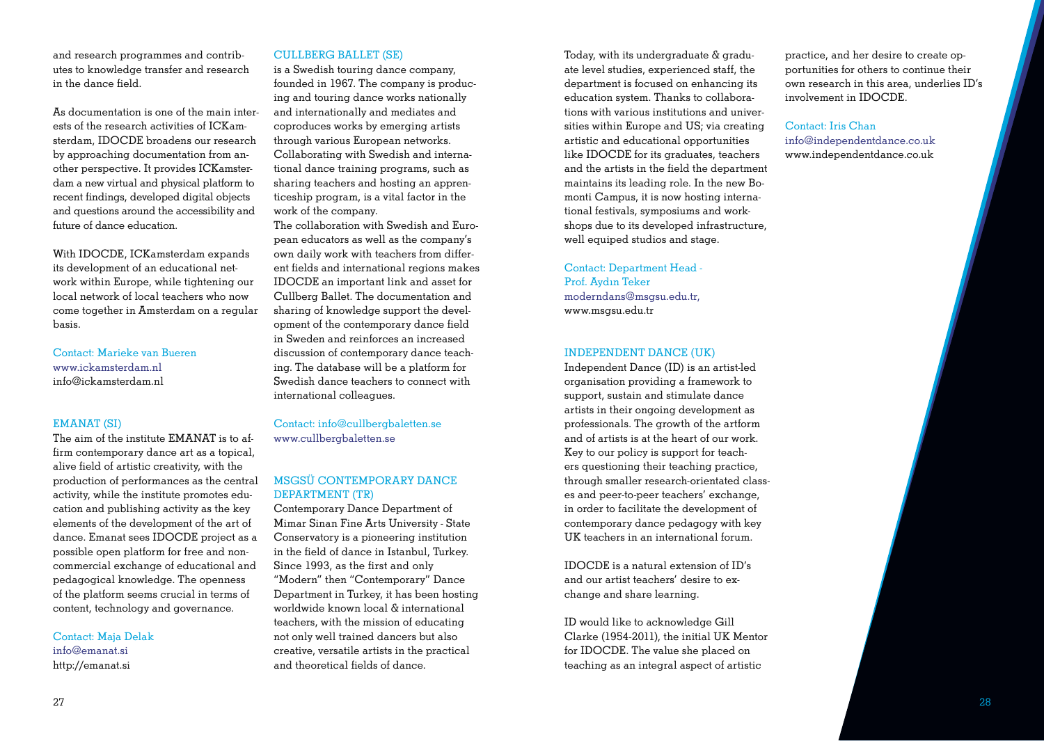and research programmes and contributes to knowledge transfer and research in the dance field.

As documentation is one of the main interests of the research activities of ICKamsterdam, IDOCDE broadens our research by approaching documentation from another perspective. It provides ICKamsterdam a new virtual and physical platform to recent findings, developed digital objects and questions around the accessibility and future of dance education.

With IDOCDE, ICKamsterdam expands its development of an educational network within Europe, while tightening our local network of local teachers who now come together in Amsterdam on a regular basis.

Contact: Marieke van Bueren
www.ickamsterdam.nl
info@ickamsterdam.nl

## EMANAT (SI)

The aim of the institute EMANAT is to affirm contemporary dance art as a topical, alive field of artistic creativity, with the production of performances as the central activity, while the institute promotes education and publishing activity as the key elements of the development of the art of dance. Emanat sees IDOCDE project as a possible open platform for free and noncommercial exchange of educational and pedagogical knowledge. The openness of the platform seems crucial in terms of content, technology and governance.

Contact: Maja Delak
info@emanat.si
http://emanat.si

## CULLBERG BALLET (SE)

is a Swedish touring dance company, founded in 1967. The company is producing and touring dance works nationally and internationally and mediates and coproduces works by emerging artists through various European networks. Collaborating with Swedish and international dance training programs, such as sharing teachers and hosting an apprenticeship program, is a vital factor in the work of the company.
The collaboration with Swedish and European educators as well as the company's own daily work with teachers from different fields and international regions makes IDOCDE an important link and asset for Cullberg Ballet. The documentation and sharing of knowledge support the development of the contemporary dance field in Sweden and reinforces an increased discussion of contemporary dance teaching. The database will be a platform for Swedish dance teachers to connect with international colleagues.

Contact: info@cullbergbaletten.se
www.cullbergbaletten.se

## MSGSÜ CONTEMPORARY DANCE DEPARTMENT (TR)

Contemporary Dance Department of Mimar Sinan Fine Arts University - State Conservatory is a pioneering institution in the field of dance in Istanbul, Turkey. Since 1993, as the first and only "Modern" then "Contemporary" Dance Department in Turkey, it has been hosting worldwide known local & international teachers, with the mission of educating not only well trained dancers but also creative, versatile artists in the practical and theoretical fields of dance.

Today, with its undergraduate & graduate level studies, experienced staff, the department is focused on enhancing its education system. Thanks to collaborations with various institutions and universities within Europe and US; via creating artistic and educational opportunities like IDOCDE for its graduates, teachers and the artists in the field the department maintains its leading role. In the new Bomonti Campus, it is now hosting international festivals, symposiums and workshops due to its developed infrastructure, well equiped studios and stage.

Contact: Department Head - Prof. Aydın Teker
moderndans@msgsu.edu.tr,
www.msgsu.edu.tr

## INDEPENDENT DANCE (UK)

Independent Dance (ID) is an artist-led organisation providing a framework to support, sustain and stimulate dance artists in their ongoing development as professionals. The growth of the artform and of artists is at the heart of our work. Key to our policy is support for teachers questioning their teaching practice, through smaller research-orientated classes and peer-to-peer teachers' exchange, in order to facilitate the development of contemporary dance pedagogy with key UK teachers in an international forum.

IDOCDE is a natural extension of ID's and our artist teachers' desire to exchange and share learning.

ID would like to acknowledge Gill Clarke (1954-2011), the initial UK Mentor for IDOCDE. The value she placed on teaching as an integral aspect of artistic practice, and her desire to create opportunities for others to continue their own research in this area, underlies ID's involvement in IDOCDE.

Contact: Iris Chan
info@independentdance.co.uk
www.independentdance.co.uk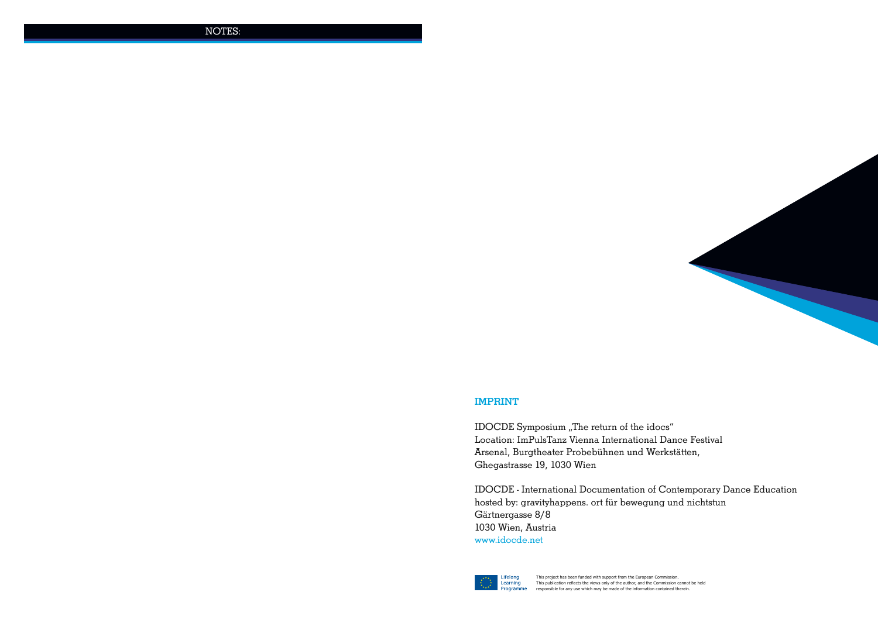NOTES:

## IMPRINT

IDOCDE Symposium „The return of the idocs“
Location: ImPulsTanz Vienna International Dance Festival
Arsenal, Burgtheater Probebühnen und Werkstätten,
Ghegastrasse 19, 1030 Wien

IDOCDE - International Documentation of Contemporary Dance Education
hosted by: gravityhappens. ort für bewegung und nichtstun
Gärtnergasse 8/8
1030 Wien, Austria
www.idocde.net

Lifelong Learning Programme

This project has been funded with support from the European Commission.
This publication reflects the views only of the author, and the Commission cannot be held responsible for any use which may be made of the information contained therein.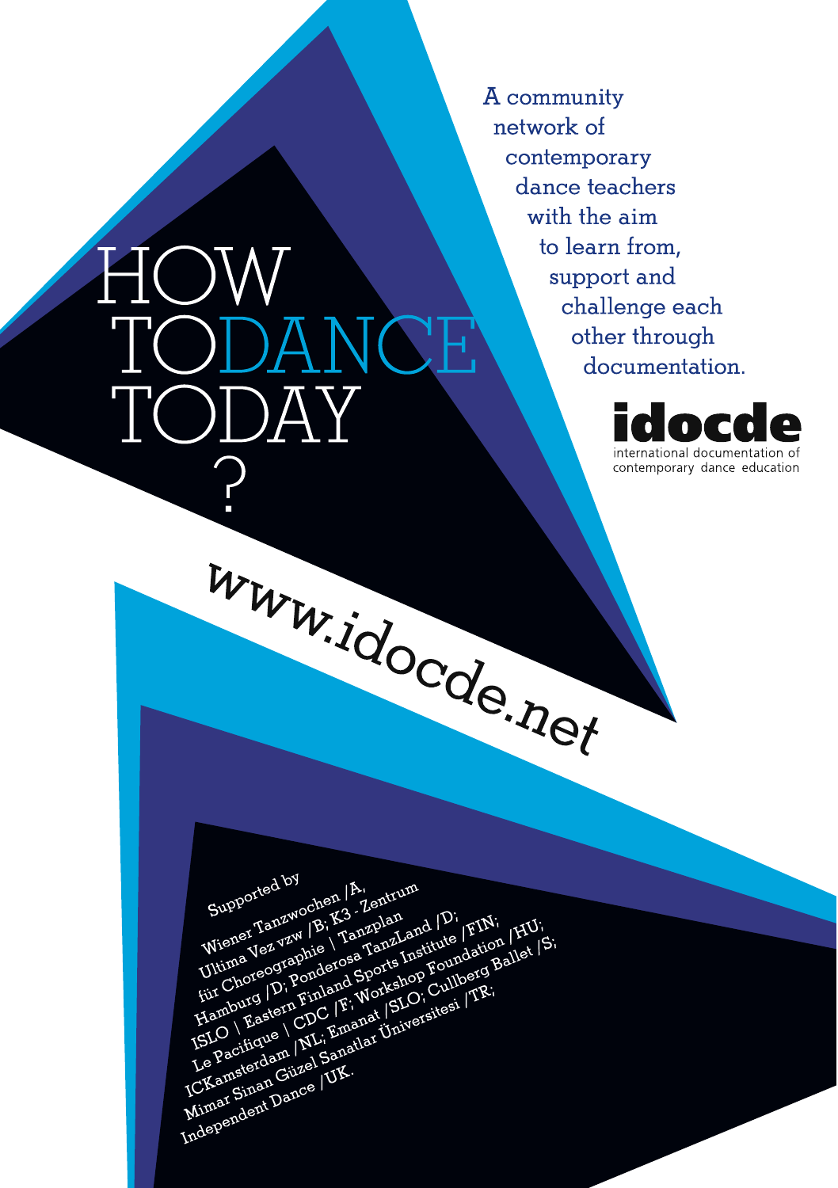# HOW TO DANCE TODAY ?

A community network of contemporary dance teachers with the aim to learn from, support and challenge each other through documentation.

**idocde**
international documentation of contemporary dance education

www.idocde.net

Supported by
Wiener Tanzwochen /A,
Ultima Vez vzw /B; K3 - Zentrum für Choreographie | Tanzplan Hamburg /D; Ponderosa TanzLand /D;
ISLO | Eastern Finland Sports Institute /FIN;
Le Pacifique | CDC /F; Workshop Foundation /HU;
ICKamsterdam /NL; Emanat /SLO; Cullberg Ballet /S;
Mimar Sinan Güzel Sanatlar Üniversitesi /TR;
Independent Dance /UK.